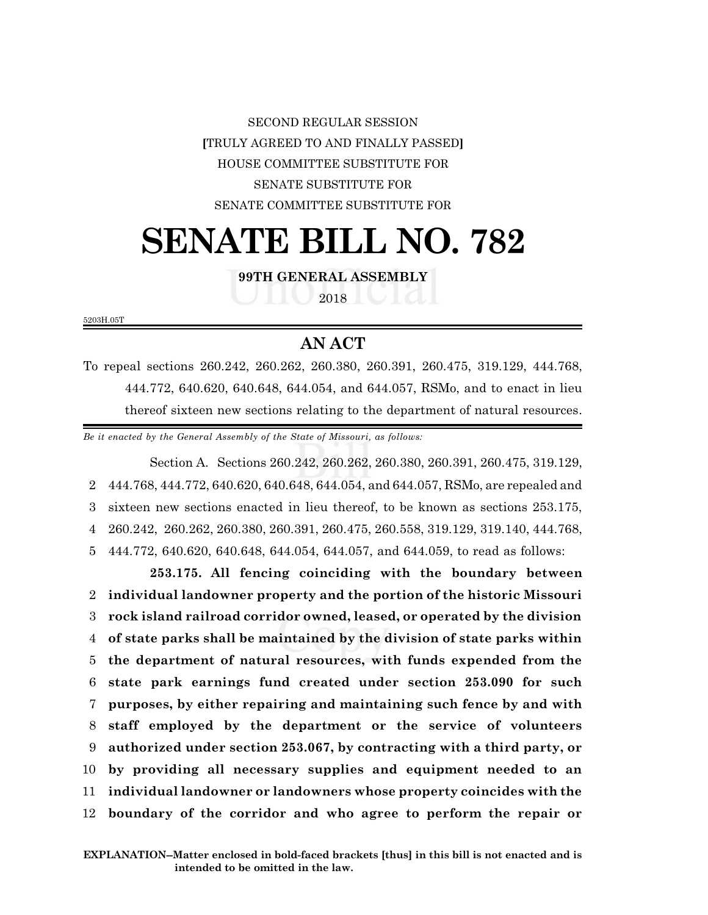SECOND REGULAR SESSION

[TRULY AGREED TO AND FINALLY PASSED]

HOUSE COMMITTEE SUBSTITUTE FOR

SENATE SUBSTITUTE FOR

SENATE COMMITTEE SUBSTITUTE FOR

# SENATE BILL NO. 782

**99TH GENERAL ASSEMBLY**

2018

5203H.05T

## AN ACT

To repeal sections 260.242, 260.262, 260.380, 260.391, 260.475, 319.129, 444.768, 444.772, 640.620, 640.648, 644.054, and 644.057, RSMo, and to enact in lieu thereof sixteen new sections relating to the department of natural resources.

*Be it enacted by the General Assembly of the State of Missouri, as follows:*

Section A. Sections 260.242, 260.262, 260.380, 260.391, 260.475, 319.129, 444.768, 444.772, 640.620, 640.648, 644.054, and 644.057, RSMo, are repealed and sixteen new sections enacted in lieu thereof, to be known as sections 253.175, 260.242, 260.262, 260.380, 260.391, 260.475, 260.558, 319.129, 319.140, 444.768, 444.772, 640.620, 640.648, 644.054, 644.057, and 644.059, to read as follows:

**253.175. All fencing coinciding with the boundary between individual landowner property and the portion of the historic Missouri rock island railroad corridor owned, leased, or operated by the division of state parks shall be maintained by the division of state parks within the department of natural resources, with funds expended from the state park earnings fund created under section 253.090 for such purposes, by either repairing and maintaining such fence by and with staff employed by the department or the service of volunteers authorized under section 253.067, by contracting with a third party, or by providing all necessary supplies and equipment needed to an individual landowner or landowners whose property coincides with the boundary of the corridor and who agree to perform the repair or**

**EXPLANATION–Matter enclosed in bold-faced brackets [thus] in this bill is not enacted and is intended to be omitted in the law.**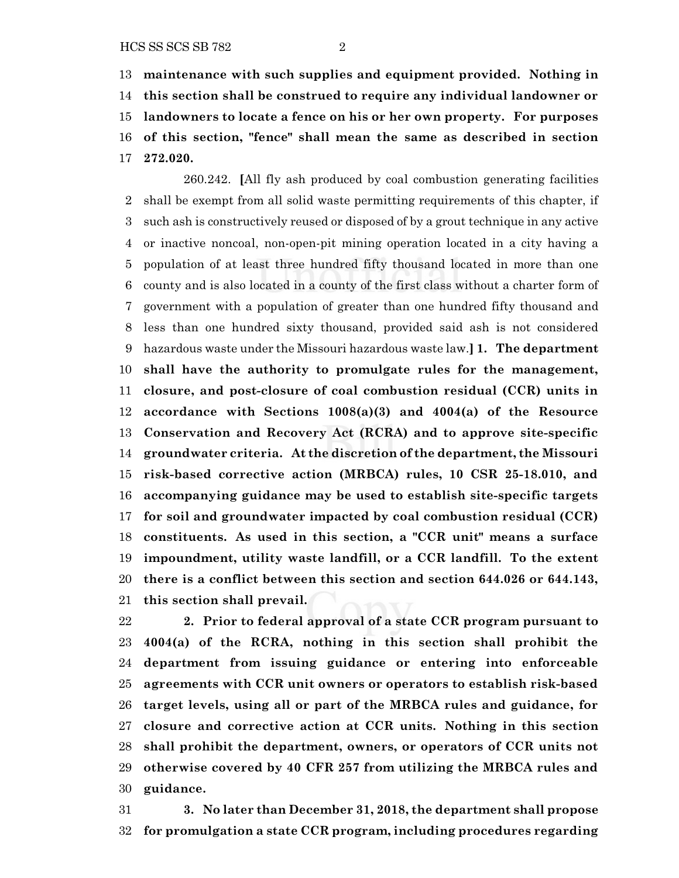**maintenance with such supplies and equipment provided. Nothing in this section shall be construed to require any individual landowner or landowners to locate a fence on his or her own property. For purposes of this section, "fence" shall mean the same as described in section 272.020.**

260.242. **[**All fly ash produced by coal combustion generating facilities shall be exempt from all solid waste permitting requirements of this chapter, if such ash is constructively reused or disposed of by a grout technique in any active or inactive noncoal, non-open-pit mining operation located in a city having a population of at least three hundred fifty thousand located in more than one county and is also located in a county of the first class without a charter form of government with a population of greater than one hundred fifty thousand and less than one hundred sixty thousand, provided said ash is not considered hazardous waste under the Missouri hazardous waste law.**] 1. The department shall have the authority to promulgate rules for the management, closure, and post-closure of coal combustion residual (CCR) units in accordance with Sections 1008(a)(3) and 4004(a) of the Resource Conservation and Recovery Act (RCRA) and to approve site-specific groundwater criteria. At the discretion of the department, the Missouri risk-based corrective action (MRBCA) rules, 10 CSR 25-18.010, and accompanying guidance may be used to establish site-specific targets for soil and groundwater impacted by coal combustion residual (CCR) constituents. As used in this section, a "CCR unit" means a surface impoundment, utility waste landfill, or a CCR landfill. To the extent there is a conflict between this section and section 644.026 or 644.143, this section shall prevail.**

**2. Prior to federal approval of a state CCR program pursuant to 4004(a) of the RCRA, nothing in this section shall prohibit the department from issuing guidance or entering into enforceable agreements with CCR unit owners or operators to establish risk-based target levels, using all or part of the MRBCA rules and guidance, for closure and corrective action at CCR units. Nothing in this section shall prohibit the department, owners, or operators of CCR units not otherwise covered by 40 CFR 257 from utilizing the MRBCA rules and guidance.**

**3. No later than December 31, 2018, the department shall propose for promulgation a state CCR program, including procedures regarding**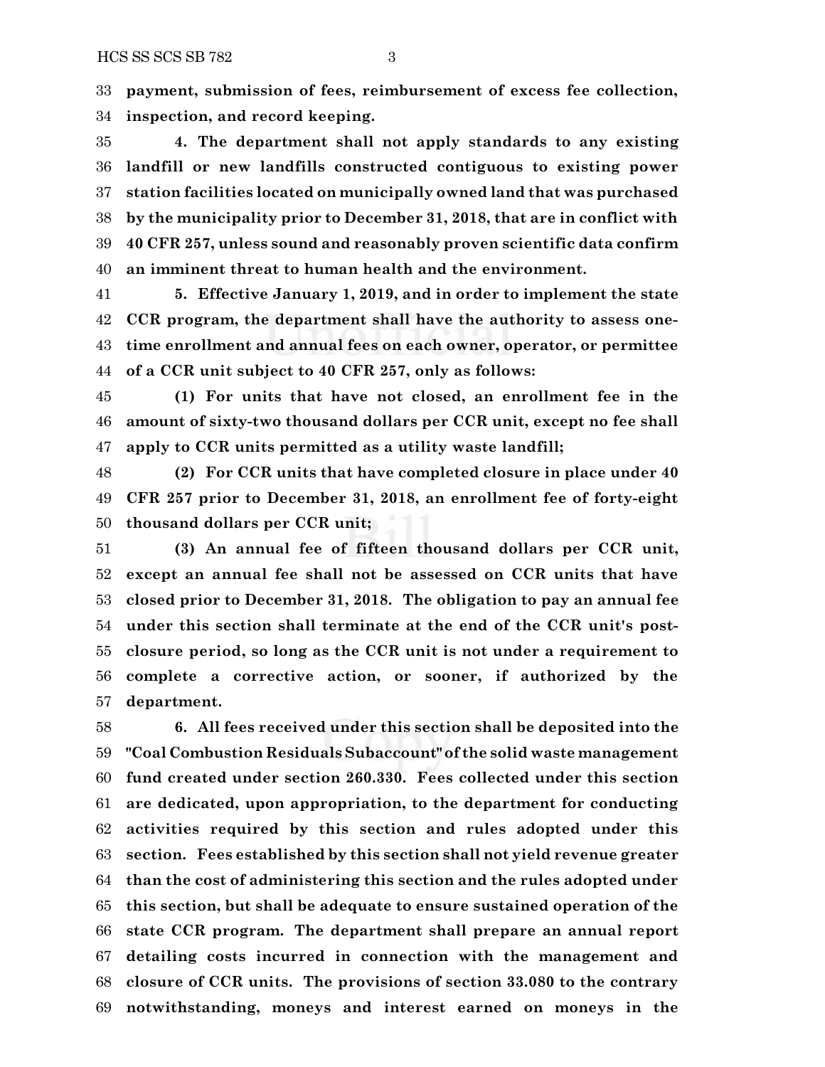**payment, submission of fees, reimbursement of excess fee collection, inspection, and record keeping.**

**4. The department shall not apply standards to any existing landfill or new landfills constructed contiguous to existing power station facilities located on municipally owned land that was purchased by the municipality prior to December 31, 2018, that are in conflict with 40 CFR 257, unless sound and reasonably proven scientific data confirm an imminent threat to human health and the environment.**

**5. Effective January 1, 2019, and in order to implement the state CCR program, the department shall have the authority to assess one-time enrollment and annual fees on each owner, operator, or permittee of a CCR unit subject to 40 CFR 257, only as follows:**

**(1) For units that have not closed, an enrollment fee in the amount of sixty-two thousand dollars per CCR unit, except no fee shall apply to CCR units permitted as a utility waste landfill;**

**(2) For CCR units that have completed closure in place under 40 CFR 257 prior to December 31, 2018, an enrollment fee of forty-eight thousand dollars per CCR unit;**

**(3) An annual fee of fifteen thousand dollars per CCR unit, except an annual fee shall not be assessed on CCR units that have closed prior to December 31, 2018. The obligation to pay an annual fee under this section shall terminate at the end of the CCR unit's post-closure period, so long as the CCR unit is not under a requirement to complete a corrective action, or sooner, if authorized by the department.**

**6. All fees received under this section shall be deposited into the "Coal Combustion Residuals Subaccount" of the solid waste management fund created under section 260.330. Fees collected under this section are dedicated, upon appropriation, to the department for conducting activities required by this section and rules adopted under this section. Fees established by this section shall not yield revenue greater than the cost of administering this section and the rules adopted under this section, but shall be adequate to ensure sustained operation of the state CCR program. The department shall prepare an annual report detailing costs incurred in connection with the management and closure of CCR units. The provisions of section 33.080 to the contrary notwithstanding, moneys and interest earned on moneys in the**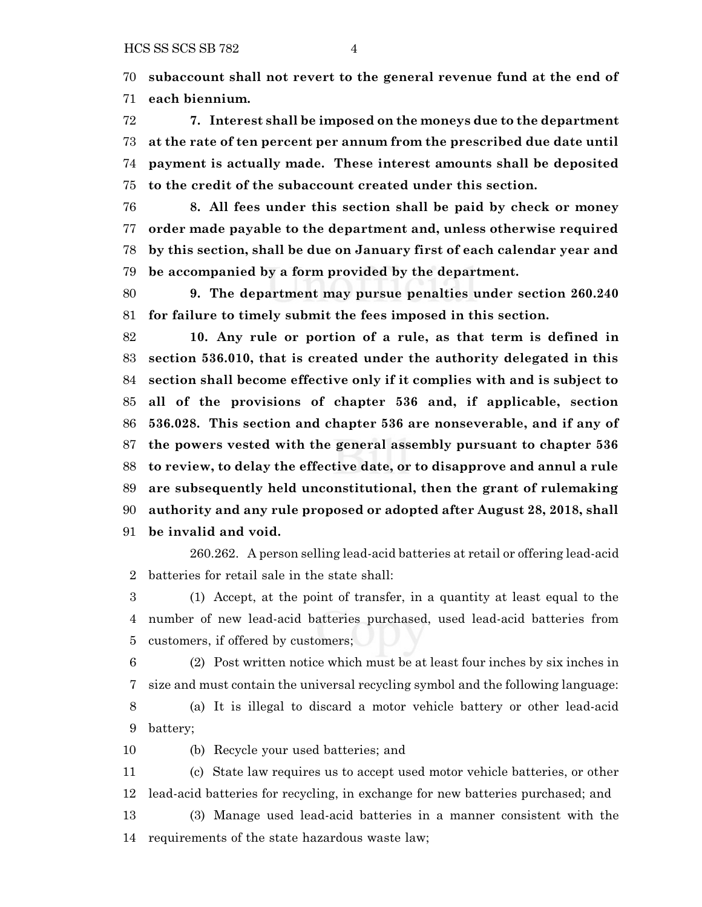**subaccount shall not revert to the general revenue fund at the end of each biennium.**

**7. Interest shall be imposed on the moneys due to the department at the rate of ten percent per annum from the prescribed due date until payment is actually made. These interest amounts shall be deposited to the credit of the subaccount created under this section.**

**8. All fees under this section shall be paid by check or money order made payable to the department and, unless otherwise required by this section, shall be due on January first of each calendar year and be accompanied by a form provided by the department.**

**9. The department may pursue penalties under section 260.240 for failure to timely submit the fees imposed in this section.**

**10. Any rule or portion of a rule, as that term is defined in section 536.010, that is created under the authority delegated in this section shall become effective only if it complies with and is subject to all of the provisions of chapter 536 and, if applicable, section 536.028. This section and chapter 536 are nonseverable, and if any of the powers vested with the general assembly pursuant to chapter 536 to review, to delay the effective date, or to disapprove and annul a rule are subsequently held unconstitutional, then the grant of rulemaking authority and any rule proposed or adopted after August 28, 2018, shall be invalid and void.**

260.262. A person selling lead-acid batteries at retail or offering lead-acid batteries for retail sale in the state shall:

(1) Accept, at the point of transfer, in a quantity at least equal to the number of new lead-acid batteries purchased, used lead-acid batteries from customers, if offered by customers;

(2) Post written notice which must be at least four inches by six inches in size and must contain the universal recycling symbol and the following language:

(a) It is illegal to discard a motor vehicle battery or other lead-acid battery;

(b) Recycle your used batteries; and

(c) State law requires us to accept used motor vehicle batteries, or other lead-acid batteries for recycling, in exchange for new batteries purchased; and

(3) Manage used lead-acid batteries in a manner consistent with the requirements of the state hazardous waste law;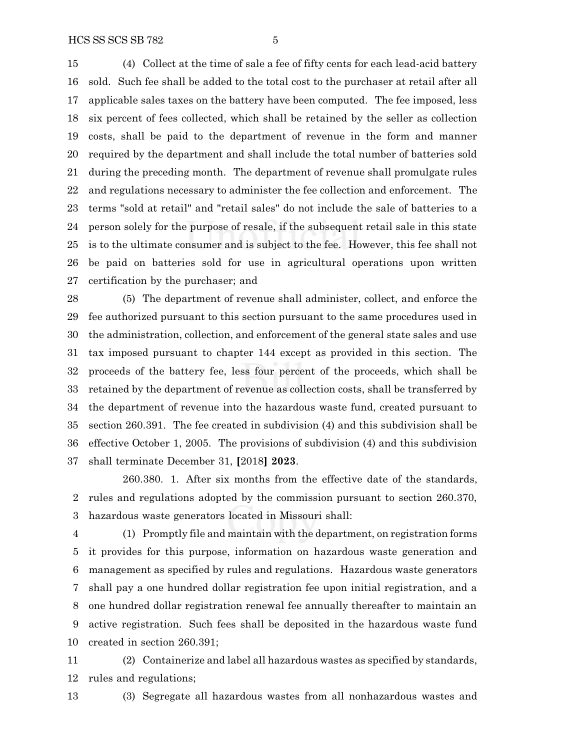(4) Collect at the time of sale a fee of fifty cents for each lead-acid battery sold. Such fee shall be added to the total cost to the purchaser at retail after all applicable sales taxes on the battery have been computed. The fee imposed, less six percent of fees collected, which shall be retained by the seller as collection costs, shall be paid to the department of revenue in the form and manner required by the department and shall include the total number of batteries sold during the preceding month. The department of revenue shall promulgate rules and regulations necessary to administer the fee collection and enforcement. The terms "sold at retail" and "retail sales" do not include the sale of batteries to a person solely for the purpose of resale, if the subsequent retail sale in this state is to the ultimate consumer and is subject to the fee. However, this fee shall not be paid on batteries sold for use in agricultural operations upon written certification by the purchaser; and

(5) The department of revenue shall administer, collect, and enforce the fee authorized pursuant to this section pursuant to the same procedures used in the administration, collection, and enforcement of the general state sales and use tax imposed pursuant to chapter 144 except as provided in this section. The proceeds of the battery fee, less four percent of the proceeds, which shall be retained by the department of revenue as collection costs, shall be transferred by the department of revenue into the hazardous waste fund, created pursuant to section 260.391. The fee created in subdivision (4) and this subdivision shall be effective October 1, 2005. The provisions of subdivision (4) and this subdivision shall terminate December 31, **[**2018**]** **2023**.

260.380. 1. After six months from the effective date of the standards, rules and regulations adopted by the commission pursuant to section 260.370, hazardous waste generators located in Missouri shall:

(1) Promptly file and maintain with the department, on registration forms it provides for this purpose, information on hazardous waste generation and management as specified by rules and regulations. Hazardous waste generators shall pay a one hundred dollar registration fee upon initial registration, and a one hundred dollar registration renewal fee annually thereafter to maintain an active registration. Such fees shall be deposited in the hazardous waste fund created in section 260.391;

(2) Containerize and label all hazardous wastes as specified by standards, rules and regulations;

(3) Segregate all hazardous wastes from all nonhazardous wastes and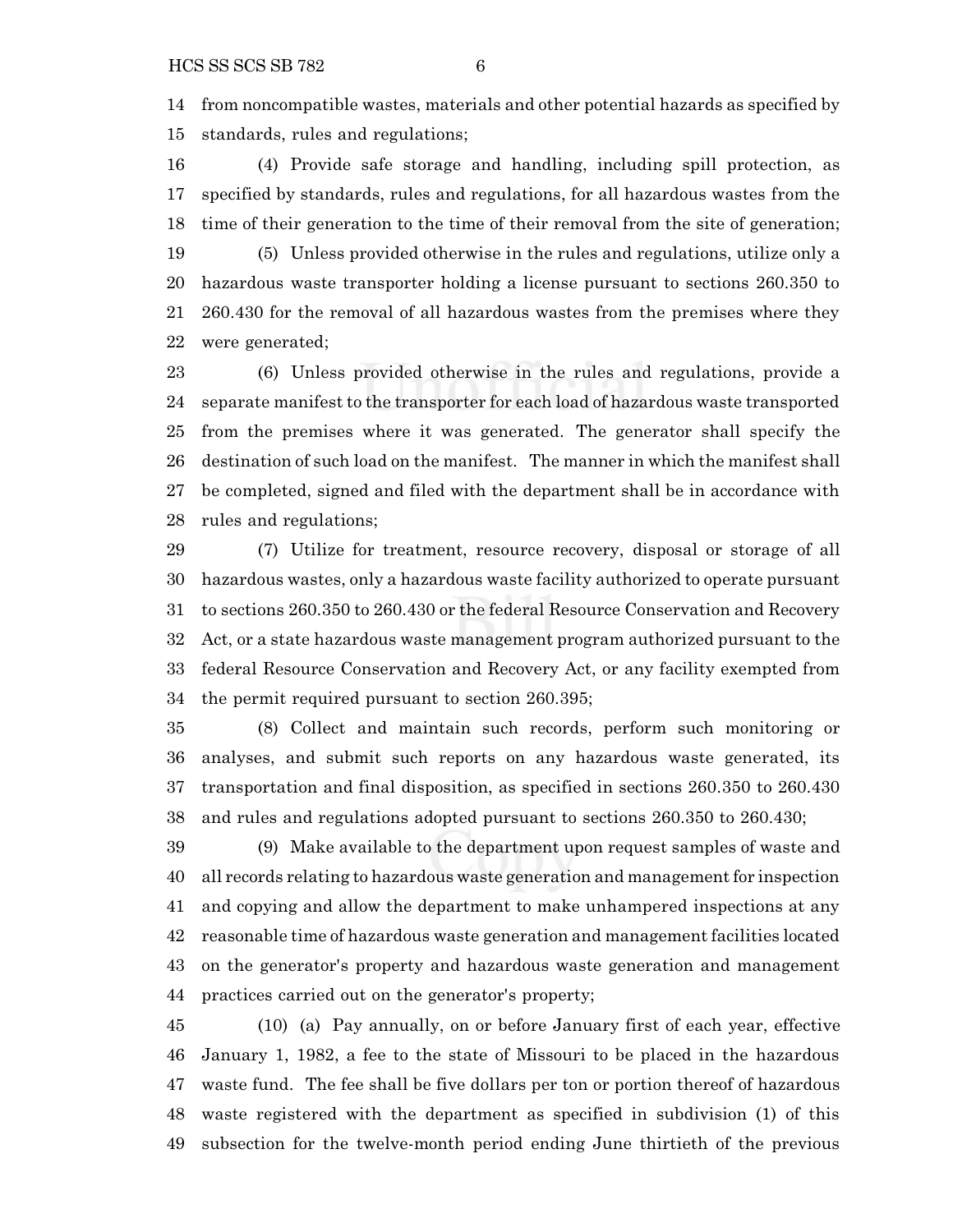from noncompatible wastes, materials and other potential hazards as specified by standards, rules and regulations;

(4) Provide safe storage and handling, including spill protection, as specified by standards, rules and regulations, for all hazardous wastes from the time of their generation to the time of their removal from the site of generation;

(5) Unless provided otherwise in the rules and regulations, utilize only a hazardous waste transporter holding a license pursuant to sections 260.350 to 260.430 for the removal of all hazardous wastes from the premises where they were generated;

(6) Unless provided otherwise in the rules and regulations, provide a separate manifest to the transporter for each load of hazardous waste transported from the premises where it was generated. The generator shall specify the destination of such load on the manifest. The manner in which the manifest shall be completed, signed and filed with the department shall be in accordance with rules and regulations;

(7) Utilize for treatment, resource recovery, disposal or storage of all hazardous wastes, only a hazardous waste facility authorized to operate pursuant to sections 260.350 to 260.430 or the federal Resource Conservation and Recovery Act, or a state hazardous waste management program authorized pursuant to the federal Resource Conservation and Recovery Act, or any facility exempted from the permit required pursuant to section 260.395;

(8) Collect and maintain such records, perform such monitoring or analyses, and submit such reports on any hazardous waste generated, its transportation and final disposition, as specified in sections 260.350 to 260.430 and rules and regulations adopted pursuant to sections 260.350 to 260.430;

(9) Make available to the department upon request samples of waste and all records relating to hazardous waste generation and management for inspection and copying and allow the department to make unhampered inspections at any reasonable time of hazardous waste generation and management facilities located on the generator's property and hazardous waste generation and management practices carried out on the generator's property;

(10) (a) Pay annually, on or before January first of each year, effective January 1, 1982, a fee to the state of Missouri to be placed in the hazardous waste fund. The fee shall be five dollars per ton or portion thereof of hazardous waste registered with the department as specified in subdivision (1) of this subsection for the twelve-month period ending June thirtieth of the previous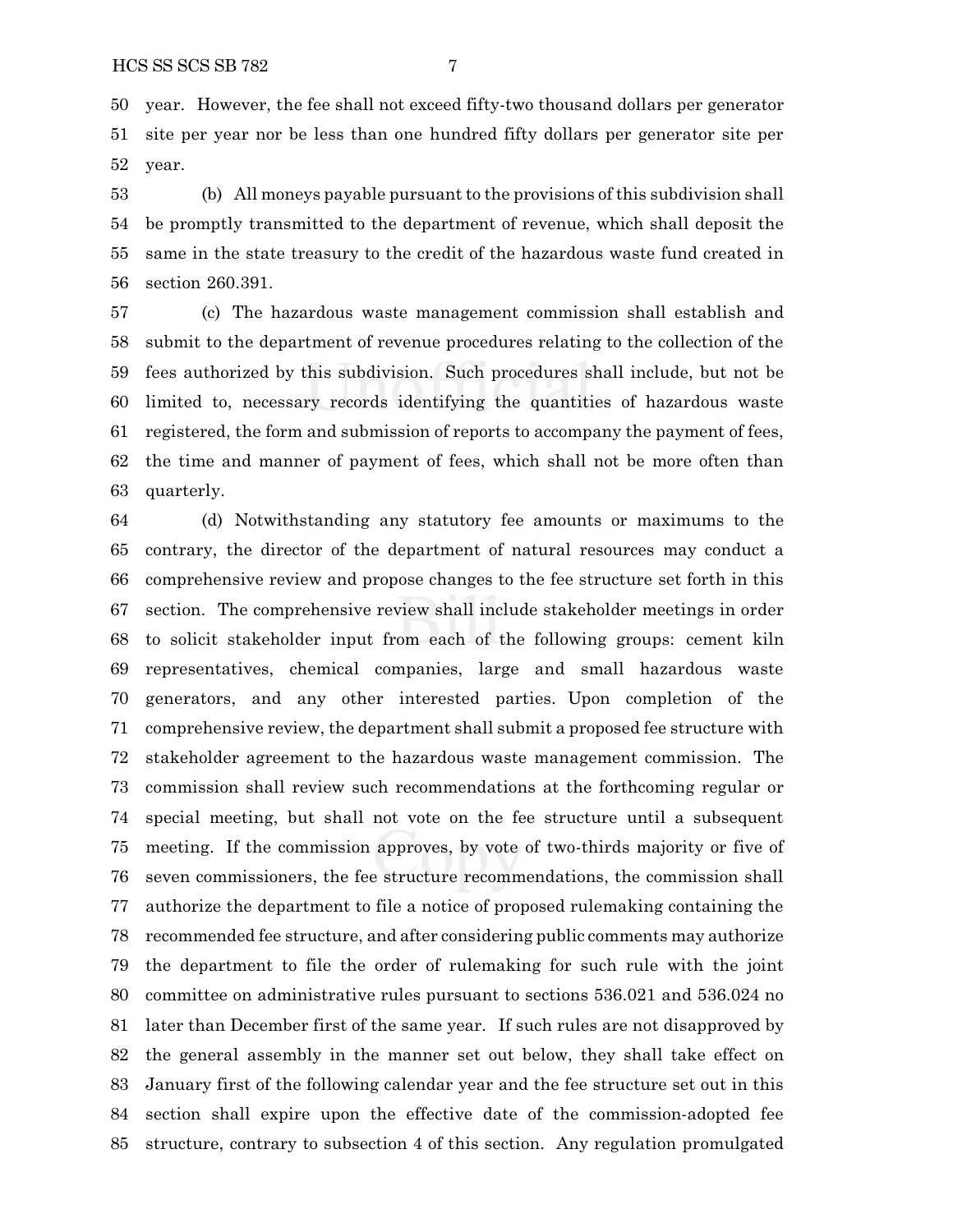year. However, the fee shall not exceed fifty-two thousand dollars per generator site per year nor be less than one hundred fifty dollars per generator site per year.

(b) All moneys payable pursuant to the provisions of this subdivision shall be promptly transmitted to the department of revenue, which shall deposit the same in the state treasury to the credit of the hazardous waste fund created in section 260.391.

(c) The hazardous waste management commission shall establish and submit to the department of revenue procedures relating to the collection of the fees authorized by this subdivision. Such procedures shall include, but not be limited to, necessary records identifying the quantities of hazardous waste registered, the form and submission of reports to accompany the payment of fees, the time and manner of payment of fees, which shall not be more often than quarterly.

(d) Notwithstanding any statutory fee amounts or maximums to the contrary, the director of the department of natural resources may conduct a comprehensive review and propose changes to the fee structure set forth in this section. The comprehensive review shall include stakeholder meetings in order to solicit stakeholder input from each of the following groups: cement kiln representatives, chemical companies, large and small hazardous waste generators, and any other interested parties. Upon completion of the comprehensive review, the department shall submit a proposed fee structure with stakeholder agreement to the hazardous waste management commission. The commission shall review such recommendations at the forthcoming regular or special meeting, but shall not vote on the fee structure until a subsequent meeting. If the commission approves, by vote of two-thirds majority or five of seven commissioners, the fee structure recommendations, the commission shall authorize the department to file a notice of proposed rulemaking containing the recommended fee structure, and after considering public comments may authorize the department to file the order of rulemaking for such rule with the joint committee on administrative rules pursuant to sections 536.021 and 536.024 no later than December first of the same year. If such rules are not disapproved by the general assembly in the manner set out below, they shall take effect on January first of the following calendar year and the fee structure set out in this section shall expire upon the effective date of the commission-adopted fee structure, contrary to subsection 4 of this section. Any regulation promulgated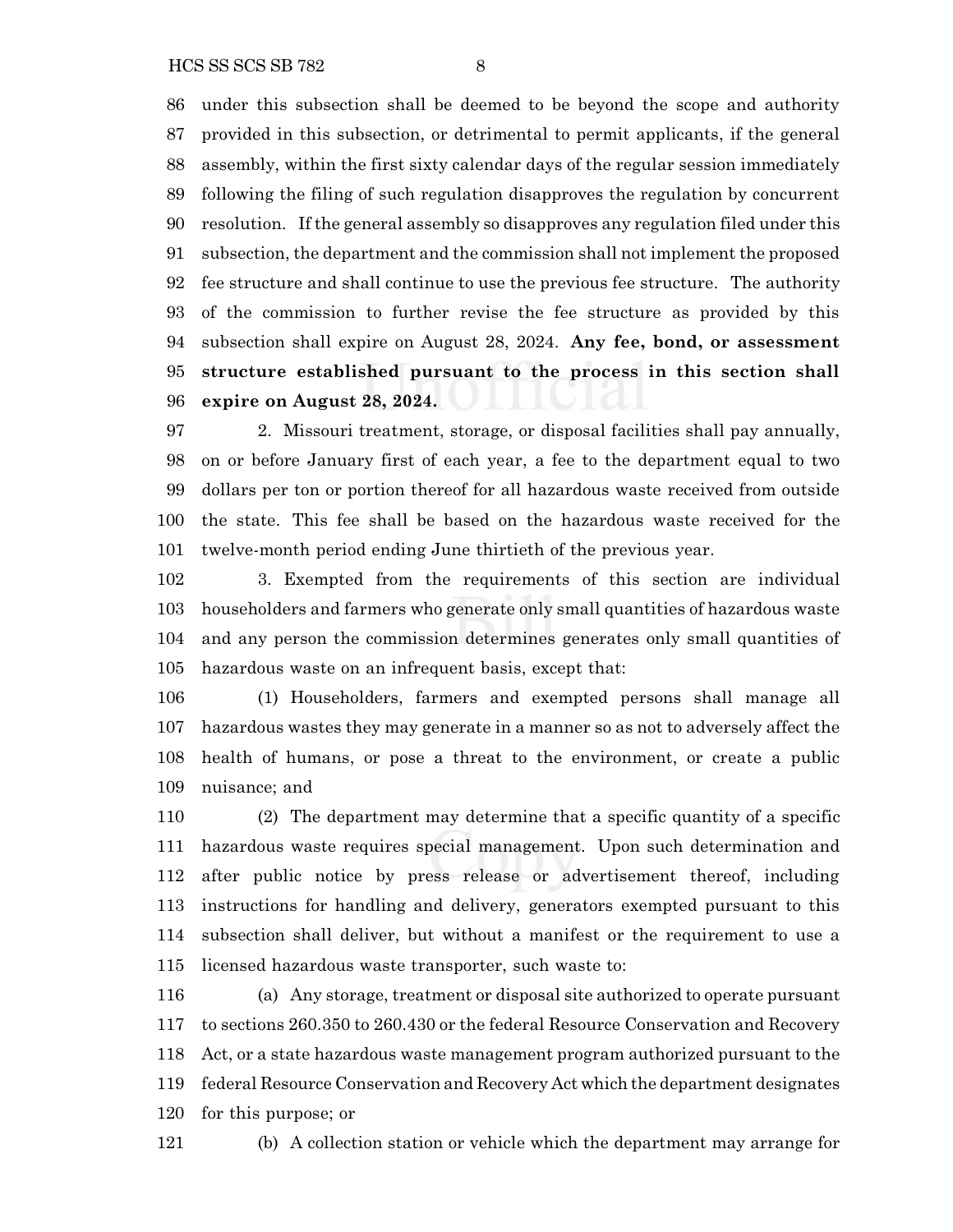under this subsection shall be deemed to be beyond the scope and authority provided in this subsection, or detrimental to permit applicants, if the general assembly, within the first sixty calendar days of the regular session immediately following the filing of such regulation disapproves the regulation by concurrent resolution. If the general assembly so disapproves any regulation filed under this subsection, the department and the commission shall not implement the proposed fee structure and shall continue to use the previous fee structure. The authority of the commission to further revise the fee structure as provided by this subsection shall expire on August 28, 2024. **Any fee, bond, or assessment structure established pursuant to the process in this section shall expire on August 28, 2024.**

2. Missouri treatment, storage, or disposal facilities shall pay annually, on or before January first of each year, a fee to the department equal to two dollars per ton or portion thereof for all hazardous waste received from outside the state. This fee shall be based on the hazardous waste received for the twelve-month period ending June thirtieth of the previous year.

3. Exempted from the requirements of this section are individual householders and farmers who generate only small quantities of hazardous waste and any person the commission determines generates only small quantities of hazardous waste on an infrequent basis, except that:

(1) Householders, farmers and exempted persons shall manage all hazardous wastes they may generate in a manner so as not to adversely affect the health of humans, or pose a threat to the environment, or create a public nuisance; and

(2) The department may determine that a specific quantity of a specific hazardous waste requires special management. Upon such determination and after public notice by press release or advertisement thereof, including instructions for handling and delivery, generators exempted pursuant to this subsection shall deliver, but without a manifest or the requirement to use a licensed hazardous waste transporter, such waste to:

(a) Any storage, treatment or disposal site authorized to operate pursuant to sections 260.350 to 260.430 or the federal Resource Conservation and Recovery Act, or a state hazardous waste management program authorized pursuant to the federal Resource Conservation and Recovery Act which the department designates for this purpose; or

(b) A collection station or vehicle which the department may arrange for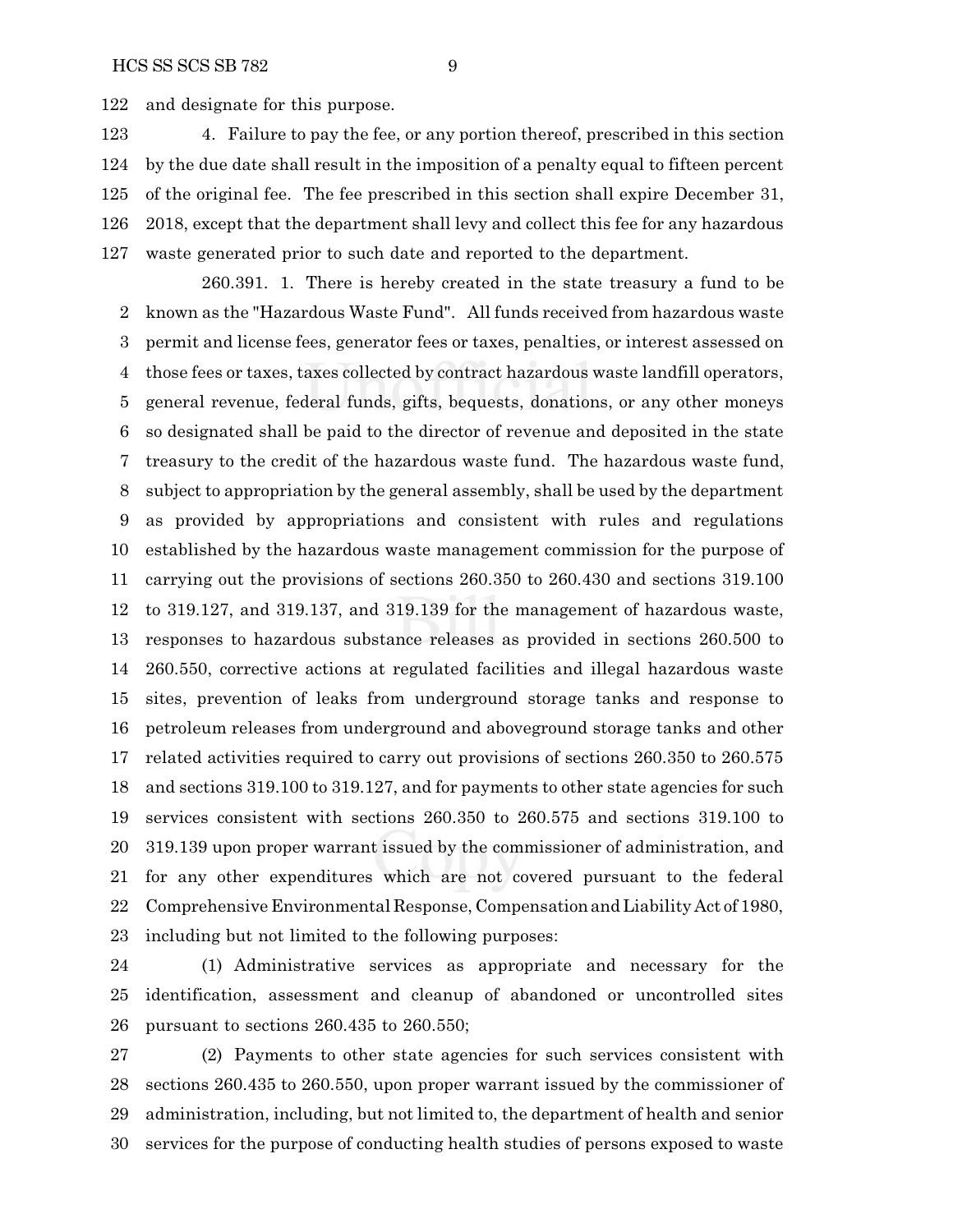and designate for this purpose.

4. Failure to pay the fee, or any portion thereof, prescribed in this section by the due date shall result in the imposition of a penalty equal to fifteen percent of the original fee. The fee prescribed in this section shall expire December 31, 2018, except that the department shall levy and collect this fee for any hazardous waste generated prior to such date and reported to the department.

260.391. 1. There is hereby created in the state treasury a fund to be known as the "Hazardous Waste Fund". All funds received from hazardous waste permit and license fees, generator fees or taxes, penalties, or interest assessed on those fees or taxes, taxes collected by contract hazardous waste landfill operators, general revenue, federal funds, gifts, bequests, donations, or any other moneys so designated shall be paid to the director of revenue and deposited in the state treasury to the credit of the hazardous waste fund. The hazardous waste fund, subject to appropriation by the general assembly, shall be used by the department as provided by appropriations and consistent with rules and regulations established by the hazardous waste management commission for the purpose of carrying out the provisions of sections 260.350 to 260.430 and sections 319.100 to 319.127, and 319.137, and 319.139 for the management of hazardous waste, responses to hazardous substance releases as provided in sections 260.500 to 260.550, corrective actions at regulated facilities and illegal hazardous waste sites, prevention of leaks from underground storage tanks and response to petroleum releases from underground and aboveground storage tanks and other related activities required to carry out provisions of sections 260.350 to 260.575 and sections 319.100 to 319.127, and for payments to other state agencies for such services consistent with sections 260.350 to 260.575 and sections 319.100 to 319.139 upon proper warrant issued by the commissioner of administration, and for any other expenditures which are not covered pursuant to the federal Comprehensive Environmental Response, Compensation and Liability Act of 1980, including but not limited to the following purposes:

(1) Administrative services as appropriate and necessary for the identification, assessment and cleanup of abandoned or uncontrolled sites pursuant to sections 260.435 to 260.550;

(2) Payments to other state agencies for such services consistent with sections 260.435 to 260.550, upon proper warrant issued by the commissioner of administration, including, but not limited to, the department of health and senior services for the purpose of conducting health studies of persons exposed to waste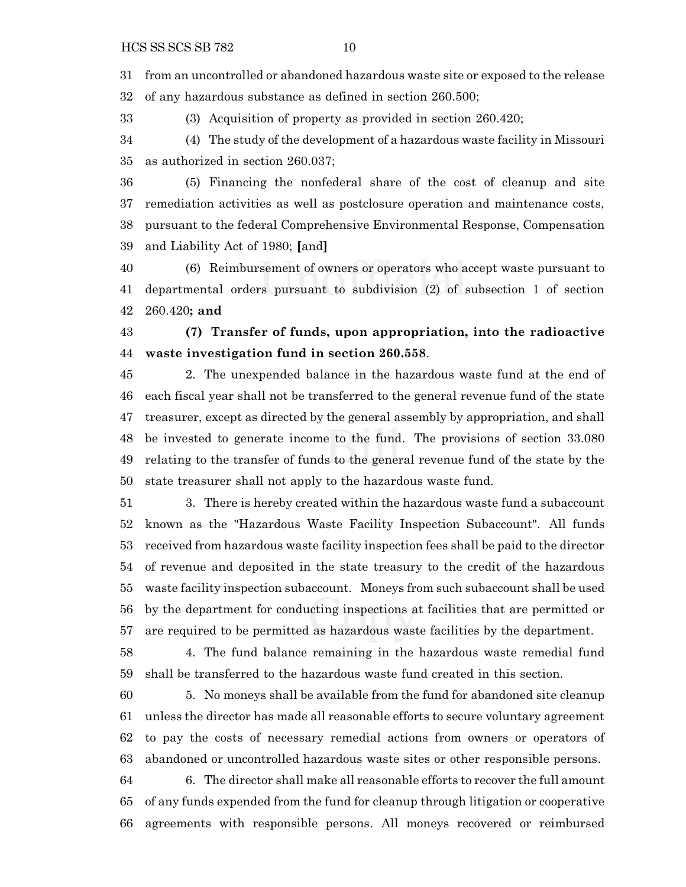from an uncontrolled or abandoned hazardous waste site or exposed to the release of any hazardous substance as defined in section 260.500;

(3) Acquisition of property as provided in section 260.420;

(4) The study of the development of a hazardous waste facility in Missouri as authorized in section 260.037;

(5) Financing the nonfederal share of the cost of cleanup and site remediation activities as well as postclosure operation and maintenance costs, pursuant to the federal Comprehensive Environmental Response, Compensation and Liability Act of 1980; **[**and**]**

(6) Reimbursement of owners or operators who accept waste pursuant to departmental orders pursuant to subdivision (2) of subsection 1 of section 260.420**; and**

**(7) Transfer of funds, upon appropriation, into the radioactive waste investigation fund in section 260.558**.

2. The unexpended balance in the hazardous waste fund at the end of each fiscal year shall not be transferred to the general revenue fund of the state treasurer, except as directed by the general assembly by appropriation, and shall be invested to generate income to the fund. The provisions of section 33.080 relating to the transfer of funds to the general revenue fund of the state by the state treasurer shall not apply to the hazardous waste fund.

3. There is hereby created within the hazardous waste fund a subaccount known as the "Hazardous Waste Facility Inspection Subaccount". All funds received from hazardous waste facility inspection fees shall be paid to the director of revenue and deposited in the state treasury to the credit of the hazardous waste facility inspection subaccount. Moneys from such subaccount shall be used by the department for conducting inspections at facilities that are permitted or are required to be permitted as hazardous waste facilities by the department.

4. The fund balance remaining in the hazardous waste remedial fund shall be transferred to the hazardous waste fund created in this section.

5. No moneys shall be available from the fund for abandoned site cleanup unless the director has made all reasonable efforts to secure voluntary agreement to pay the costs of necessary remedial actions from owners or operators of abandoned or uncontrolled hazardous waste sites or other responsible persons.

6. The director shall make all reasonable efforts to recover the full amount of any funds expended from the fund for cleanup through litigation or cooperative agreements with responsible persons. All moneys recovered or reimbursed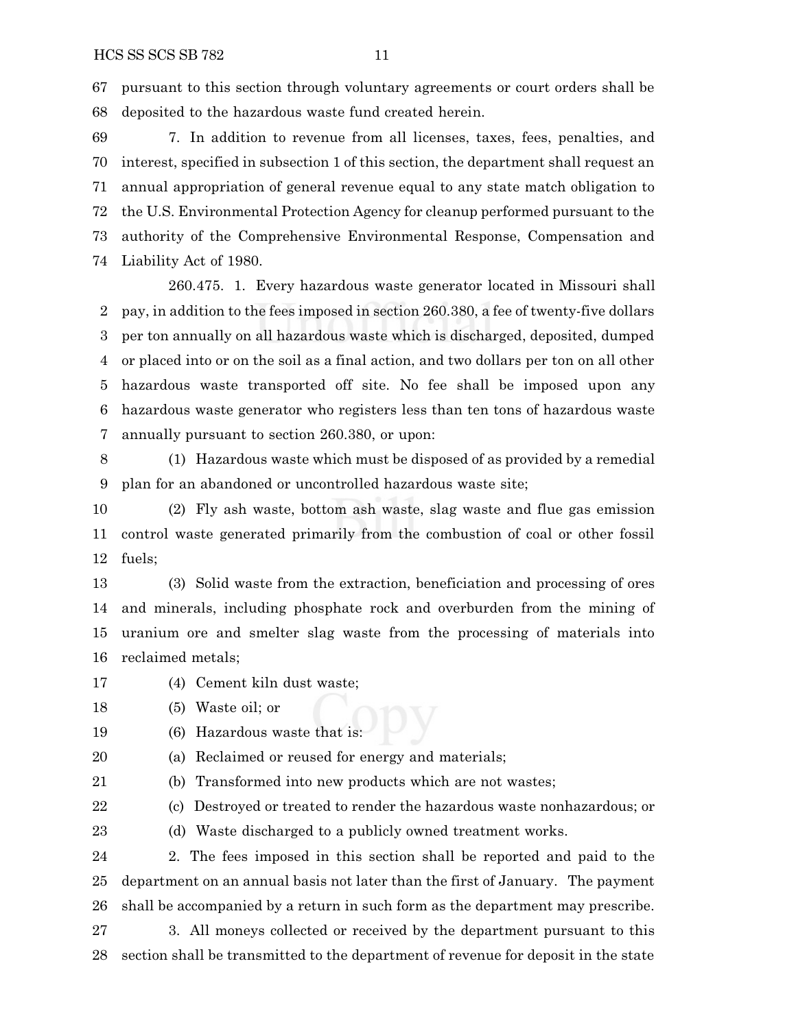pursuant to this section through voluntary agreements or court orders shall be deposited to the hazardous waste fund created herein.

7. In addition to revenue from all licenses, taxes, fees, penalties, and interest, specified in subsection 1 of this section, the department shall request an annual appropriation of general revenue equal to any state match obligation to the U.S. Environmental Protection Agency for cleanup performed pursuant to the authority of the Comprehensive Environmental Response, Compensation and Liability Act of 1980.

260.475. 1. Every hazardous waste generator located in Missouri shall pay, in addition to the fees imposed in section 260.380, a fee of twenty-five dollars per ton annually on all hazardous waste which is discharged, deposited, dumped or placed into or on the soil as a final action, and two dollars per ton on all other hazardous waste transported off site. No fee shall be imposed upon any hazardous waste generator who registers less than ten tons of hazardous waste annually pursuant to section 260.380, or upon:

(1) Hazardous waste which must be disposed of as provided by a remedial plan for an abandoned or uncontrolled hazardous waste site;

(2) Fly ash waste, bottom ash waste, slag waste and flue gas emission control waste generated primarily from the combustion of coal or other fossil fuels;

(3) Solid waste from the extraction, beneficiation and processing of ores and minerals, including phosphate rock and overburden from the mining of uranium ore and smelter slag waste from the processing of materials into reclaimed metals;

(4) Cement kiln dust waste;

(5) Waste oil; or

(6) Hazardous waste that is:

(a) Reclaimed or reused for energy and materials;

(b) Transformed into new products which are not wastes;

(c) Destroyed or treated to render the hazardous waste nonhazardous; or

(d) Waste discharged to a publicly owned treatment works.

2. The fees imposed in this section shall be reported and paid to the department on an annual basis not later than the first of January. The payment shall be accompanied by a return in such form as the department may prescribe.

3. All moneys collected or received by the department pursuant to this section shall be transmitted to the department of revenue for deposit in the state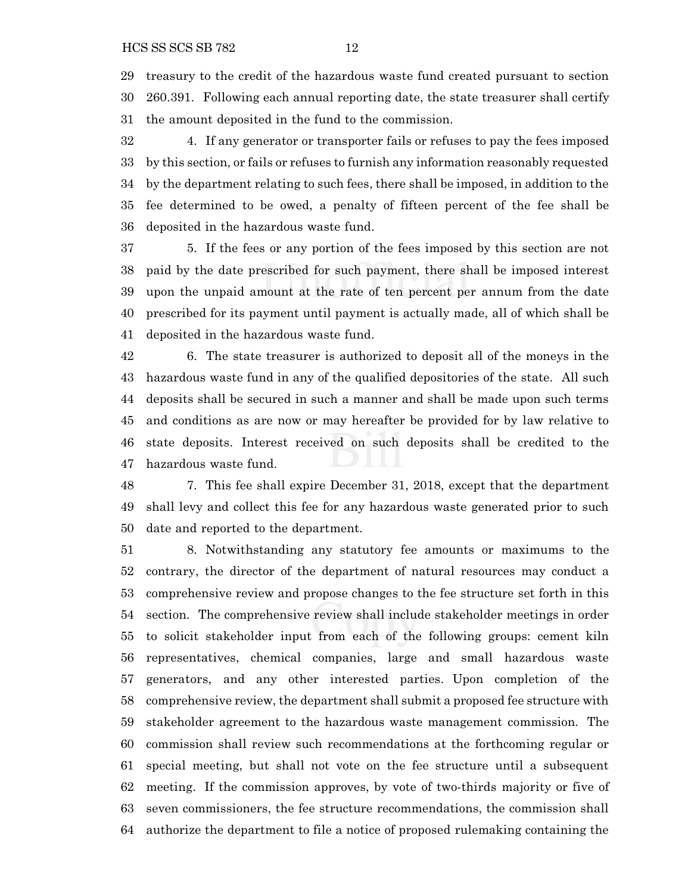treasury to the credit of the hazardous waste fund created pursuant to section 260.391. Following each annual reporting date, the state treasurer shall certify the amount deposited in the fund to the commission.

4. If any generator or transporter fails or refuses to pay the fees imposed by this section, or fails or refuses to furnish any information reasonably requested by the department relating to such fees, there shall be imposed, in addition to the fee determined to be owed, a penalty of fifteen percent of the fee shall be deposited in the hazardous waste fund.

5. If the fees or any portion of the fees imposed by this section are not paid by the date prescribed for such payment, there shall be imposed interest upon the unpaid amount at the rate of ten percent per annum from the date prescribed for its payment until payment is actually made, all of which shall be deposited in the hazardous waste fund.

6. The state treasurer is authorized to deposit all of the moneys in the hazardous waste fund in any of the qualified depositories of the state. All such deposits shall be secured in such a manner and shall be made upon such terms and conditions as are now or may hereafter be provided for by law relative to state deposits. Interest received on such deposits shall be credited to the hazardous waste fund.

7. This fee shall expire December 31, 2018, except that the department shall levy and collect this fee for any hazardous waste generated prior to such date and reported to the department.

8. Notwithstanding any statutory fee amounts or maximums to the contrary, the director of the department of natural resources may conduct a comprehensive review and propose changes to the fee structure set forth in this section. The comprehensive review shall include stakeholder meetings in order to solicit stakeholder input from each of the following groups: cement kiln representatives, chemical companies, large and small hazardous waste generators, and any other interested parties. Upon completion of the comprehensive review, the department shall submit a proposed fee structure with stakeholder agreement to the hazardous waste management commission. The commission shall review such recommendations at the forthcoming regular or special meeting, but shall not vote on the fee structure until a subsequent meeting. If the commission approves, by vote of two-thirds majority or five of seven commissioners, the fee structure recommendations, the commission shall authorize the department to file a notice of proposed rulemaking containing the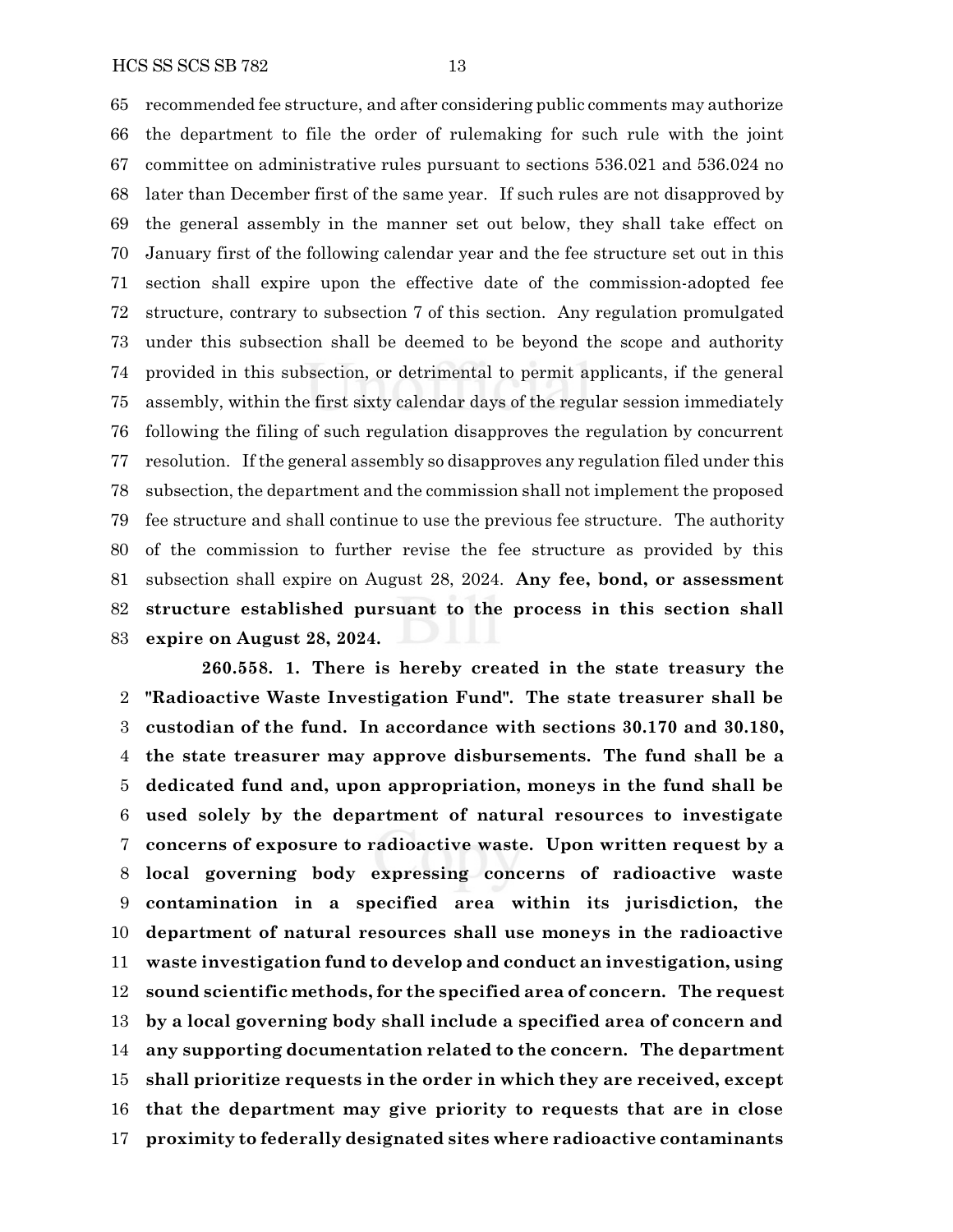recommended fee structure, and after considering public comments may authorize the department to file the order of rulemaking for such rule with the joint committee on administrative rules pursuant to sections 536.021 and 536.024 no later than December first of the same year. If such rules are not disapproved by the general assembly in the manner set out below, they shall take effect on January first of the following calendar year and the fee structure set out in this section shall expire upon the effective date of the commission-adopted fee structure, contrary to subsection 7 of this section. Any regulation promulgated under this subsection shall be deemed to be beyond the scope and authority provided in this subsection, or detrimental to permit applicants, if the general assembly, within the first sixty calendar days of the regular session immediately following the filing of such regulation disapproves the regulation by concurrent resolution. If the general assembly so disapproves any regulation filed under this subsection, the department and the commission shall not implement the proposed fee structure and shall continue to use the previous fee structure. The authority of the commission to further revise the fee structure as provided by this subsection shall expire on August 28, 2024. **Any fee, bond, or assessment structure established pursuant to the process in this section shall expire on August 28, 2024.**

**260.558. 1. There is hereby created in the state treasury the "Radioactive Waste Investigation Fund". The state treasurer shall be custodian of the fund. In accordance with sections 30.170 and 30.180, the state treasurer may approve disbursements. The fund shall be a dedicated fund and, upon appropriation, moneys in the fund shall be used solely by the department of natural resources to investigate concerns of exposure to radioactive waste. Upon written request by a local governing body expressing concerns of radioactive waste contamination in a specified area within its jurisdiction, the department of natural resources shall use moneys in the radioactive waste investigation fund to develop and conduct an investigation, using sound scientific methods, for the specified area of concern. The request by a local governing body shall include a specified area of concern and any supporting documentation related to the concern. The department shall prioritize requests in the order in which they are received, except that the department may give priority to requests that are in close proximity to federally designated sites where radioactive contaminants**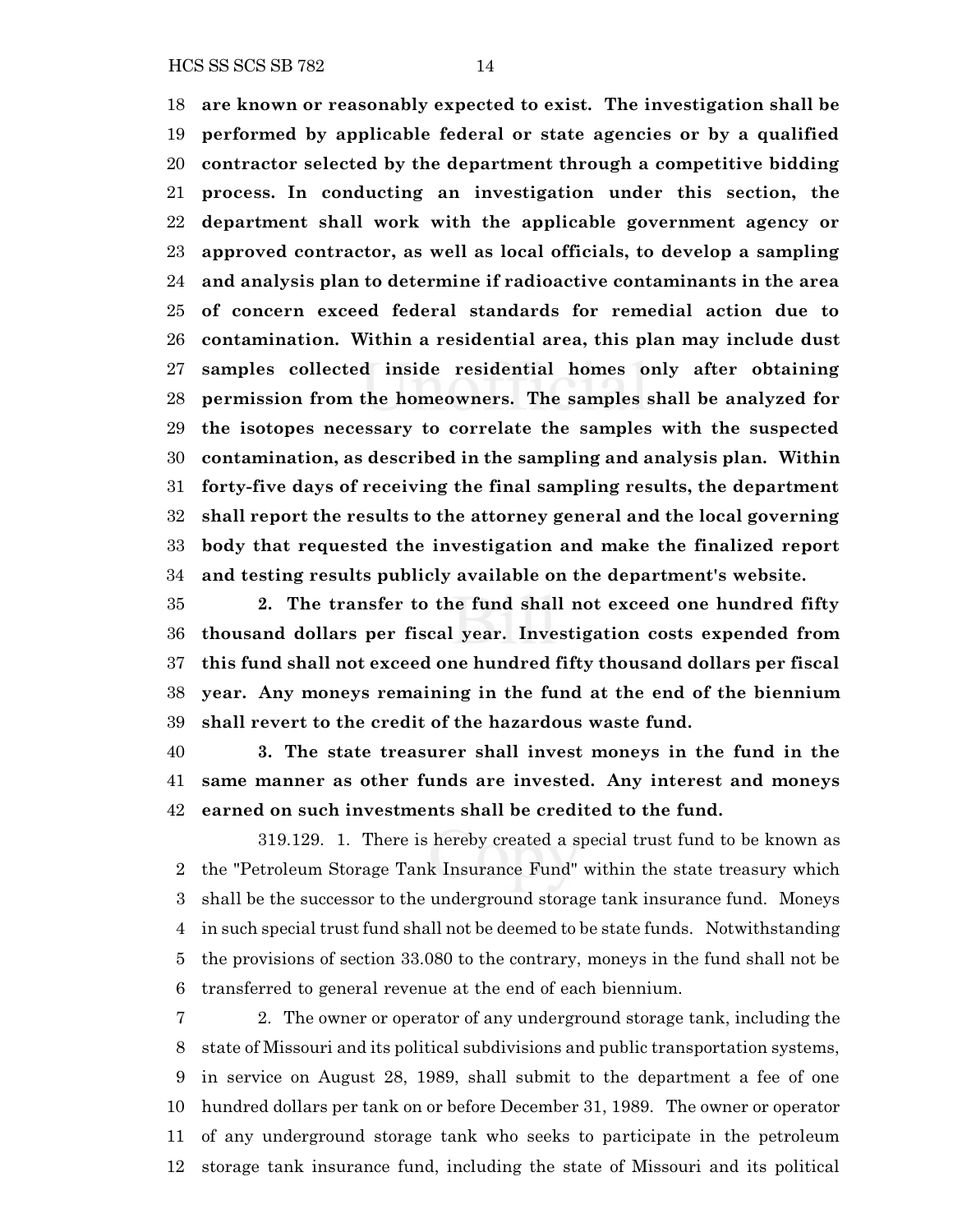**are known or reasonably expected to exist. The investigation shall be performed by applicable federal or state agencies or by a qualified contractor selected by the department through a competitive bidding process. In conducting an investigation under this section, the department shall work with the applicable government agency or approved contractor, as well as local officials, to develop a sampling and analysis plan to determine if radioactive contaminants in the area of concern exceed federal standards for remedial action due to contamination. Within a residential area, this plan may include dust samples collected inside residential homes only after obtaining permission from the homeowners. The samples shall be analyzed for the isotopes necessary to correlate the samples with the suspected contamination, as described in the sampling and analysis plan. Within forty-five days of receiving the final sampling results, the department shall report the results to the attorney general and the local governing body that requested the investigation and make the finalized report and testing results publicly available on the department's website.**

**2. The transfer to the fund shall not exceed one hundred fifty thousand dollars per fiscal year. Investigation costs expended from this fund shall not exceed one hundred fifty thousand dollars per fiscal year. Any moneys remaining in the fund at the end of the biennium shall revert to the credit of the hazardous waste fund.**

**3. The state treasurer shall invest moneys in the fund in the same manner as other funds are invested. Any interest and moneys earned on such investments shall be credited to the fund.**

319.129. 1. There is hereby created a special trust fund to be known as the "Petroleum Storage Tank Insurance Fund" within the state treasury which shall be the successor to the underground storage tank insurance fund. Moneys in such special trust fund shall not be deemed to be state funds. Notwithstanding the provisions of section 33.080 to the contrary, moneys in the fund shall not be transferred to general revenue at the end of each biennium.

2. The owner or operator of any underground storage tank, including the state of Missouri and its political subdivisions and public transportation systems, in service on August 28, 1989, shall submit to the department a fee of one hundred dollars per tank on or before December 31, 1989. The owner or operator of any underground storage tank who seeks to participate in the petroleum storage tank insurance fund, including the state of Missouri and its political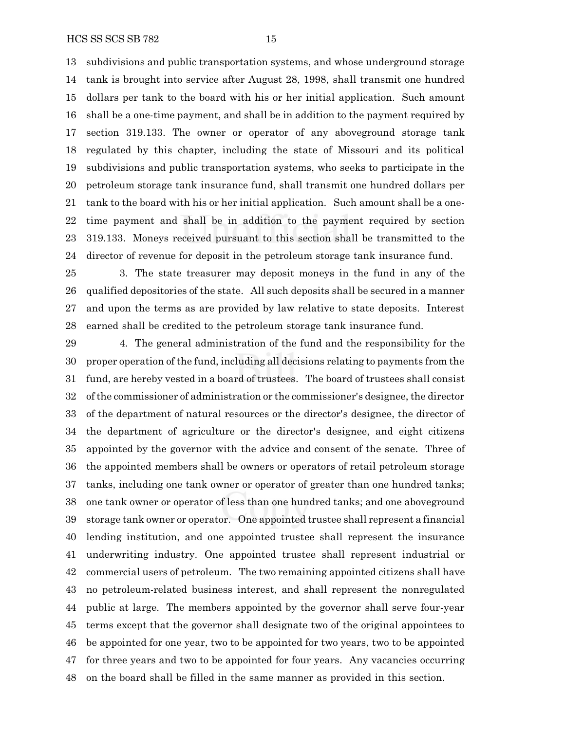subdivisions and public transportation systems, and whose underground storage tank is brought into service after August 28, 1998, shall transmit one hundred dollars per tank to the board with his or her initial application. Such amount shall be a one-time payment, and shall be in addition to the payment required by section 319.133. The owner or operator of any aboveground storage tank regulated by this chapter, including the state of Missouri and its political subdivisions and public transportation systems, who seeks to participate in the petroleum storage tank insurance fund, shall transmit one hundred dollars per tank to the board with his or her initial application. Such amount shall be a one-time payment and shall be in addition to the payment required by section 319.133. Moneys received pursuant to this section shall be transmitted to the director of revenue for deposit in the petroleum storage tank insurance fund.

3. The state treasurer may deposit moneys in the fund in any of the qualified depositories of the state. All such deposits shall be secured in a manner and upon the terms as are provided by law relative to state deposits. Interest earned shall be credited to the petroleum storage tank insurance fund.

4. The general administration of the fund and the responsibility for the proper operation of the fund, including all decisions relating to payments from the fund, are hereby vested in a board of trustees. The board of trustees shall consist of the commissioner of administration or the commissioner's designee, the director of the department of natural resources or the director's designee, the director of the department of agriculture or the director's designee, and eight citizens appointed by the governor with the advice and consent of the senate. Three of the appointed members shall be owners or operators of retail petroleum storage tanks, including one tank owner or operator of greater than one hundred tanks; one tank owner or operator of less than one hundred tanks; and one aboveground storage tank owner or operator. One appointed trustee shall represent a financial lending institution, and one appointed trustee shall represent the insurance underwriting industry. One appointed trustee shall represent industrial or commercial users of petroleum. The two remaining appointed citizens shall have no petroleum-related business interest, and shall represent the nonregulated public at large. The members appointed by the governor shall serve four-year terms except that the governor shall designate two of the original appointees to be appointed for one year, two to be appointed for two years, two to be appointed for three years and two to be appointed for four years. Any vacancies occurring on the board shall be filled in the same manner as provided in this section.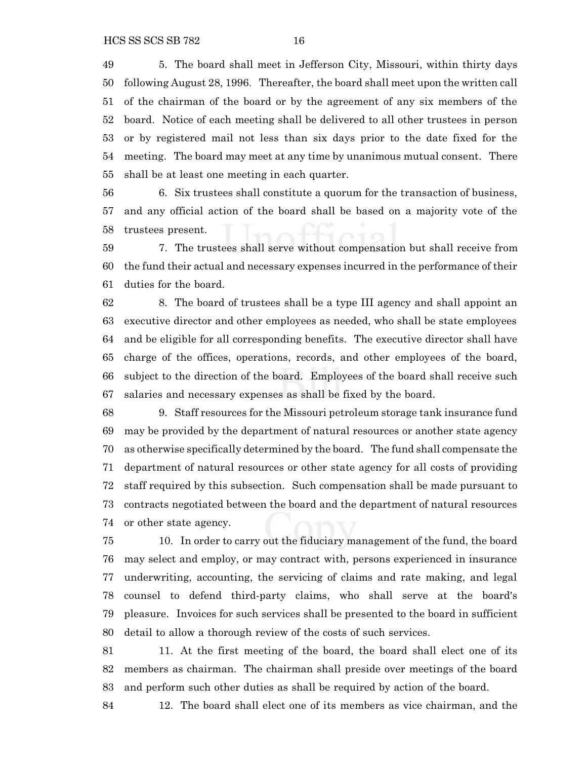5. The board shall meet in Jefferson City, Missouri, within thirty days following August 28, 1996. Thereafter, the board shall meet upon the written call of the chairman of the board or by the agreement of any six members of the board. Notice of each meeting shall be delivered to all other trustees in person or by registered mail not less than six days prior to the date fixed for the meeting. The board may meet at any time by unanimous mutual consent. There shall be at least one meeting in each quarter.

6. Six trustees shall constitute a quorum for the transaction of business, and any official action of the board shall be based on a majority vote of the trustees present.

7. The trustees shall serve without compensation but shall receive from the fund their actual and necessary expenses incurred in the performance of their duties for the board.

8. The board of trustees shall be a type III agency and shall appoint an executive director and other employees as needed, who shall be state employees and be eligible for all corresponding benefits. The executive director shall have charge of the offices, operations, records, and other employees of the board, subject to the direction of the board. Employees of the board shall receive such salaries and necessary expenses as shall be fixed by the board.

9. Staff resources for the Missouri petroleum storage tank insurance fund may be provided by the department of natural resources or another state agency as otherwise specifically determined by the board. The fund shall compensate the department of natural resources or other state agency for all costs of providing staff required by this subsection. Such compensation shall be made pursuant to contracts negotiated between the board and the department of natural resources or other state agency.

10. In order to carry out the fiduciary management of the fund, the board may select and employ, or may contract with, persons experienced in insurance underwriting, accounting, the servicing of claims and rate making, and legal counsel to defend third-party claims, who shall serve at the board's pleasure. Invoices for such services shall be presented to the board in sufficient detail to allow a thorough review of the costs of such services.

11. At the first meeting of the board, the board shall elect one of its members as chairman. The chairman shall preside over meetings of the board and perform such other duties as shall be required by action of the board.

12. The board shall elect one of its members as vice chairman, and the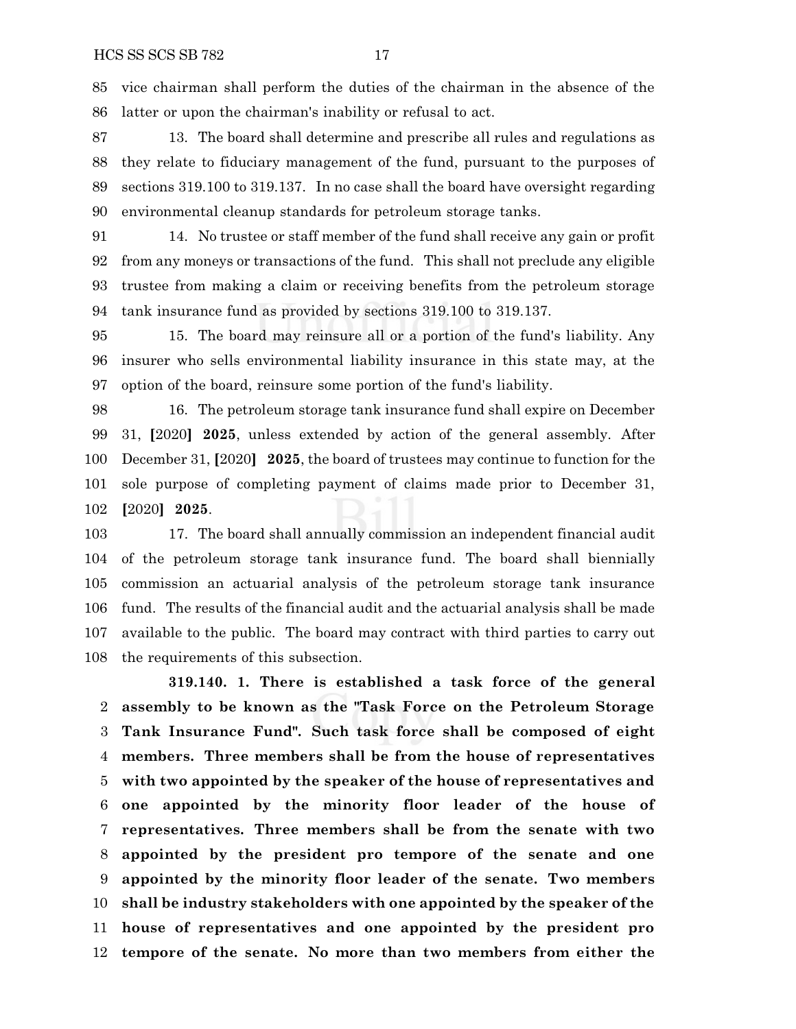vice chairman shall perform the duties of the chairman in the absence of the latter or upon the chairman's inability or refusal to act.

13. The board shall determine and prescribe all rules and regulations as they relate to fiduciary management of the fund, pursuant to the purposes of sections 319.100 to 319.137. In no case shall the board have oversight regarding environmental cleanup standards for petroleum storage tanks.

14. No trustee or staff member of the fund shall receive any gain or profit from any moneys or transactions of the fund. This shall not preclude any eligible trustee from making a claim or receiving benefits from the petroleum storage tank insurance fund as provided by sections 319.100 to 319.137.

15. The board may reinsure all or a portion of the fund's liability. Any insurer who sells environmental liability insurance in this state may, at the option of the board, reinsure some portion of the fund's liability.

16. The petroleum storage tank insurance fund shall expire on December 31, [2020] **2025**, unless extended by action of the general assembly. After December 31, [2020] **2025**, the board of trustees may continue to function for the sole purpose of completing payment of claims made prior to December 31, [2020] **2025**.

17. The board shall annually commission an independent financial audit of the petroleum storage tank insurance fund. The board shall biennially commission an actuarial analysis of the petroleum storage tank insurance fund. The results of the financial audit and the actuarial analysis shall be made available to the public. The board may contract with third parties to carry out the requirements of this subsection.

**319.140. 1. There is established a task force of the general assembly to be known as the "Task Force on the Petroleum Storage Tank Insurance Fund". Such task force shall be composed of eight members. Three members shall be from the house of representatives with two appointed by the speaker of the house of representatives and one appointed by the minority floor leader of the house of representatives. Three members shall be from the senate with two appointed by the president pro tempore of the senate and one appointed by the minority floor leader of the senate. Two members shall be industry stakeholders with one appointed by the speaker of the house of representatives and one appointed by the president pro tempore of the senate. No more than two members from either the**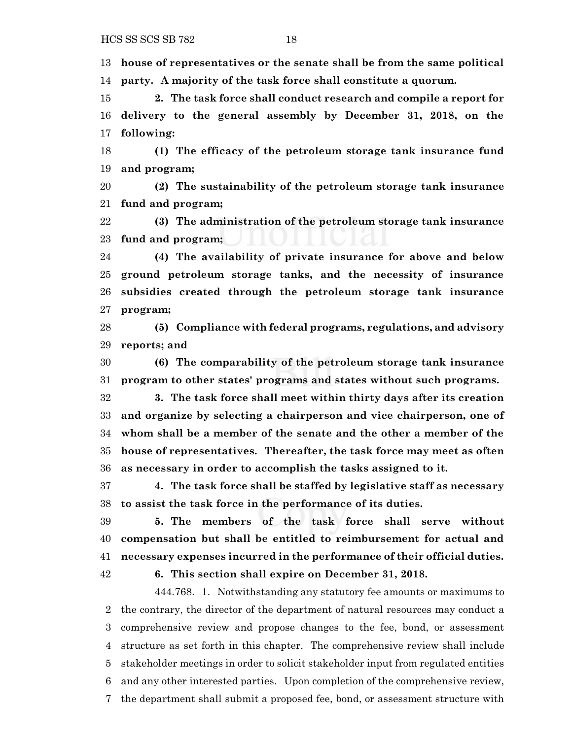**house of representatives or the senate shall be from the same political party. A majority of the task force shall constitute a quorum.**

**2. The task force shall conduct research and compile a report for delivery to the general assembly by December 31, 2018, on the following:**

**(1) The efficacy of the petroleum storage tank insurance fund and program;**

**(2) The sustainability of the petroleum storage tank insurance fund and program;**

**(3) The administration of the petroleum storage tank insurance fund and program;**

**(4) The availability of private insurance for above and below ground petroleum storage tanks, and the necessity of insurance subsidies created through the petroleum storage tank insurance program;**

**(5) Compliance with federal programs, regulations, and advisory reports; and**

**(6) The comparability of the petroleum storage tank insurance program to other states' programs and states without such programs.**

**3. The task force shall meet within thirty days after its creation and organize by selecting a chairperson and vice chairperson, one of whom shall be a member of the senate and the other a member of the house of representatives. Thereafter, the task force may meet as often as necessary in order to accomplish the tasks assigned to it.**

**4. The task force shall be staffed by legislative staff as necessary to assist the task force in the performance of its duties.**

**5. The members of the task force shall serve without compensation but shall be entitled to reimbursement for actual and necessary expenses incurred in the performance of their official duties.**

**6. This section shall expire on December 31, 2018.**

444.768. 1. Notwithstanding any statutory fee amounts or maximums to the contrary, the director of the department of natural resources may conduct a comprehensive review and propose changes to the fee, bond, or assessment structure as set forth in this chapter. The comprehensive review shall include stakeholder meetings in order to solicit stakeholder input from regulated entities and any other interested parties. Upon completion of the comprehensive review, the department shall submit a proposed fee, bond, or assessment structure with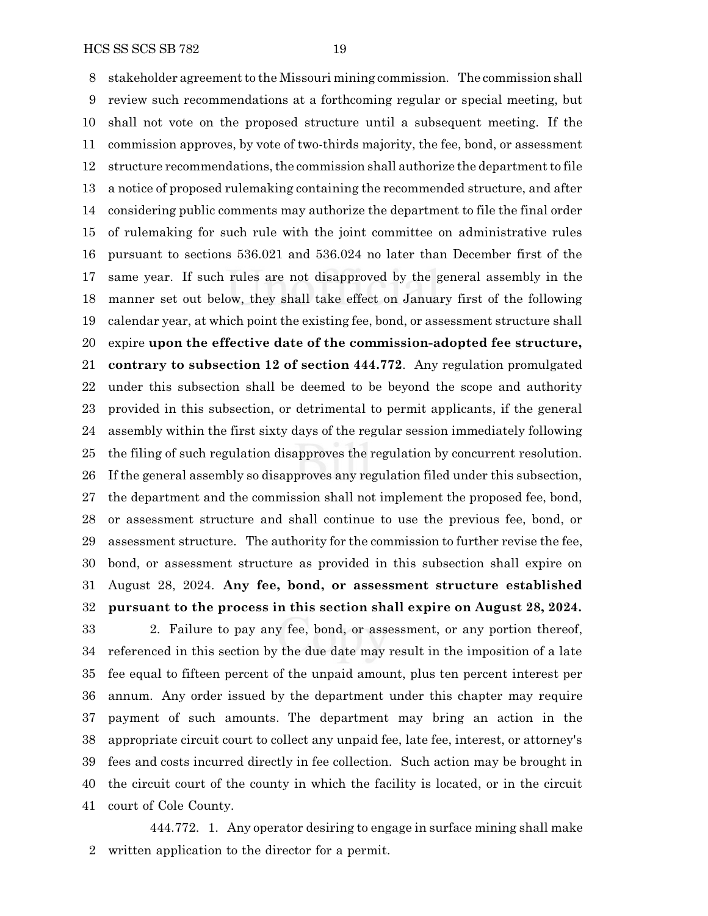stakeholder agreement to the Missouri mining commission. The commission shall review such recommendations at a forthcoming regular or special meeting, but shall not vote on the proposed structure until a subsequent meeting. If the commission approves, by vote of two-thirds majority, the fee, bond, or assessment structure recommendations, the commission shall authorize the department to file a notice of proposed rulemaking containing the recommended structure, and after considering public comments may authorize the department to file the final order of rulemaking for such rule with the joint committee on administrative rules pursuant to sections 536.021 and 536.024 no later than December first of the same year. If such rules are not disapproved by the general assembly in the manner set out below, they shall take effect on January first of the following calendar year, at which point the existing fee, bond, or assessment structure shall expire **upon the effective date of the commission-adopted fee structure, contrary to subsection 12 of section 444.772**. Any regulation promulgated under this subsection shall be deemed to be beyond the scope and authority provided in this subsection, or detrimental to permit applicants, if the general assembly within the first sixty days of the regular session immediately following the filing of such regulation disapproves the regulation by concurrent resolution. If the general assembly so disapproves any regulation filed under this subsection, the department and the commission shall not implement the proposed fee, bond, or assessment structure and shall continue to use the previous fee, bond, or assessment structure. The authority for the commission to further revise the fee, bond, or assessment structure as provided in this subsection shall expire on August 28, 2024. **Any fee, bond, or assessment structure established pursuant to the process in this section shall expire on August 28, 2024.**

2. Failure to pay any fee, bond, or assessment, or any portion thereof, referenced in this section by the due date may result in the imposition of a late fee equal to fifteen percent of the unpaid amount, plus ten percent interest per annum. Any order issued by the department under this chapter may require payment of such amounts. The department may bring an action in the appropriate circuit court to collect any unpaid fee, late fee, interest, or attorney's fees and costs incurred directly in fee collection. Such action may be brought in the circuit court of the county in which the facility is located, or in the circuit court of Cole County.

444.772. 1. Any operator desiring to engage in surface mining shall make written application to the director for a permit.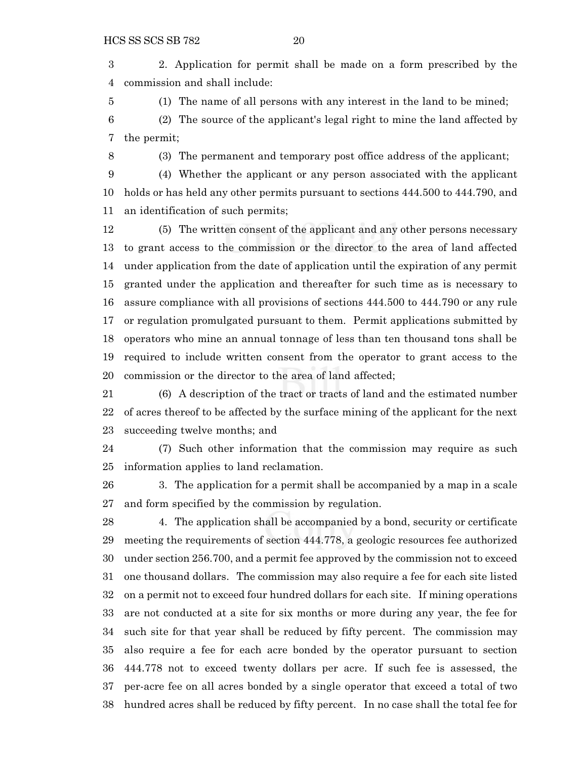2. Application for permit shall be made on a form prescribed by the commission and shall include:

(1) The name of all persons with any interest in the land to be mined;

(2) The source of the applicant's legal right to mine the land affected by the permit;

(3) The permanent and temporary post office address of the applicant;

(4) Whether the applicant or any person associated with the applicant holds or has held any other permits pursuant to sections 444.500 to 444.790, and an identification of such permits;

(5) The written consent of the applicant and any other persons necessary to grant access to the commission or the director to the area of land affected under application from the date of application until the expiration of any permit granted under the application and thereafter for such time as is necessary to assure compliance with all provisions of sections 444.500 to 444.790 or any rule or regulation promulgated pursuant to them. Permit applications submitted by operators who mine an annual tonnage of less than ten thousand tons shall be required to include written consent from the operator to grant access to the commission or the director to the area of land affected;

(6) A description of the tract or tracts of land and the estimated number of acres thereof to be affected by the surface mining of the applicant for the next succeeding twelve months; and

(7) Such other information that the commission may require as such information applies to land reclamation.

3. The application for a permit shall be accompanied by a map in a scale and form specified by the commission by regulation.

4. The application shall be accompanied by a bond, security or certificate meeting the requirements of section 444.778, a geologic resources fee authorized under section 256.700, and a permit fee approved by the commission not to exceed one thousand dollars. The commission may also require a fee for each site listed on a permit not to exceed four hundred dollars for each site. If mining operations are not conducted at a site for six months or more during any year, the fee for such site for that year shall be reduced by fifty percent. The commission may also require a fee for each acre bonded by the operator pursuant to section 444.778 not to exceed twenty dollars per acre. If such fee is assessed, the per-acre fee on all acres bonded by a single operator that exceed a total of two hundred acres shall be reduced by fifty percent. In no case shall the total fee for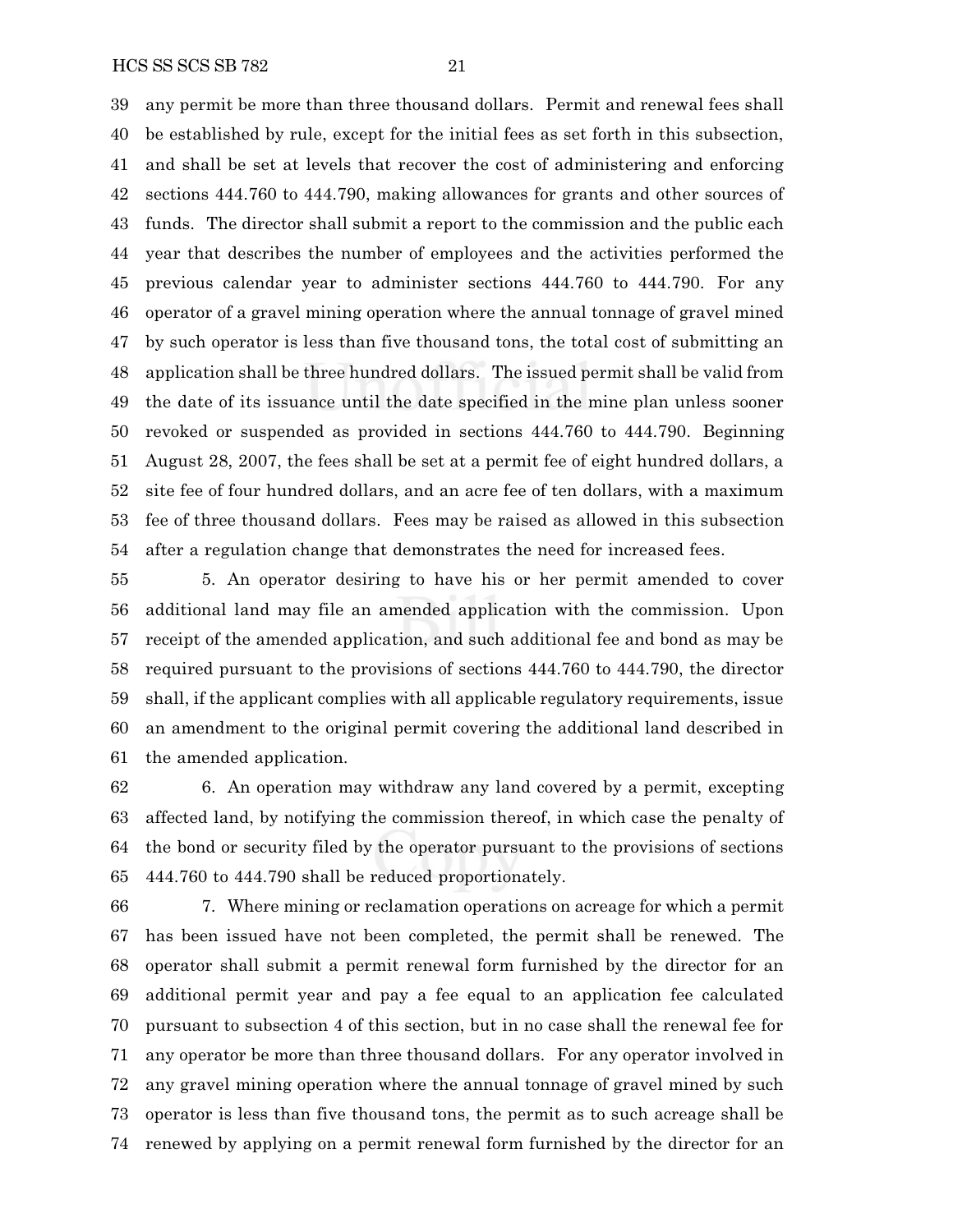any permit be more than three thousand dollars. Permit and renewal fees shall be established by rule, except for the initial fees as set forth in this subsection, and shall be set at levels that recover the cost of administering and enforcing sections 444.760 to 444.790, making allowances for grants and other sources of funds. The director shall submit a report to the commission and the public each year that describes the number of employees and the activities performed the previous calendar year to administer sections 444.760 to 444.790. For any operator of a gravel mining operation where the annual tonnage of gravel mined by such operator is less than five thousand tons, the total cost of submitting an application shall be three hundred dollars. The issued permit shall be valid from the date of its issuance until the date specified in the mine plan unless sooner revoked or suspended as provided in sections 444.760 to 444.790. Beginning August 28, 2007, the fees shall be set at a permit fee of eight hundred dollars, a site fee of four hundred dollars, and an acre fee of ten dollars, with a maximum fee of three thousand dollars. Fees may be raised as allowed in this subsection after a regulation change that demonstrates the need for increased fees.

5. An operator desiring to have his or her permit amended to cover additional land may file an amended application with the commission. Upon receipt of the amended application, and such additional fee and bond as may be required pursuant to the provisions of sections 444.760 to 444.790, the director shall, if the applicant complies with all applicable regulatory requirements, issue an amendment to the original permit covering the additional land described in the amended application.

6. An operation may withdraw any land covered by a permit, excepting affected land, by notifying the commission thereof, in which case the penalty of the bond or security filed by the operator pursuant to the provisions of sections 444.760 to 444.790 shall be reduced proportionately.

7. Where mining or reclamation operations on acreage for which a permit has been issued have not been completed, the permit shall be renewed. The operator shall submit a permit renewal form furnished by the director for an additional permit year and pay a fee equal to an application fee calculated pursuant to subsection 4 of this section, but in no case shall the renewal fee for any operator be more than three thousand dollars. For any operator involved in any gravel mining operation where the annual tonnage of gravel mined by such operator is less than five thousand tons, the permit as to such acreage shall be renewed by applying on a permit renewal form furnished by the director for an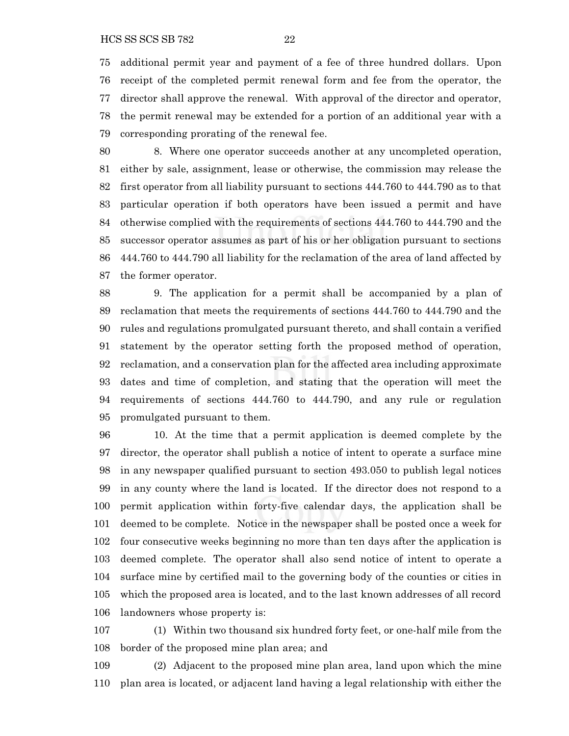additional permit year and payment of a fee of three hundred dollars. Upon receipt of the completed permit renewal form and fee from the operator, the director shall approve the renewal. With approval of the director and operator, the permit renewal may be extended for a portion of an additional year with a corresponding prorating of the renewal fee.

8. Where one operator succeeds another at any uncompleted operation, either by sale, assignment, lease or otherwise, the commission may release the first operator from all liability pursuant to sections 444.760 to 444.790 as to that particular operation if both operators have been issued a permit and have otherwise complied with the requirements of sections 444.760 to 444.790 and the successor operator assumes as part of his or her obligation pursuant to sections 444.760 to 444.790 all liability for the reclamation of the area of land affected by the former operator.

9. The application for a permit shall be accompanied by a plan of reclamation that meets the requirements of sections 444.760 to 444.790 and the rules and regulations promulgated pursuant thereto, and shall contain a verified statement by the operator setting forth the proposed method of operation, reclamation, and a conservation plan for the affected area including approximate dates and time of completion, and stating that the operation will meet the requirements of sections 444.760 to 444.790, and any rule or regulation promulgated pursuant to them.

10. At the time that a permit application is deemed complete by the director, the operator shall publish a notice of intent to operate a surface mine in any newspaper qualified pursuant to section 493.050 to publish legal notices in any county where the land is located. If the director does not respond to a permit application within forty-five calendar days, the application shall be deemed to be complete. Notice in the newspaper shall be posted once a week for four consecutive weeks beginning no more than ten days after the application is deemed complete. The operator shall also send notice of intent to operate a surface mine by certified mail to the governing body of the counties or cities in which the proposed area is located, and to the last known addresses of all record landowners whose property is:

(1) Within two thousand six hundred forty feet, or one-half mile from the border of the proposed mine plan area; and

(2) Adjacent to the proposed mine plan area, land upon which the mine plan area is located, or adjacent land having a legal relationship with either the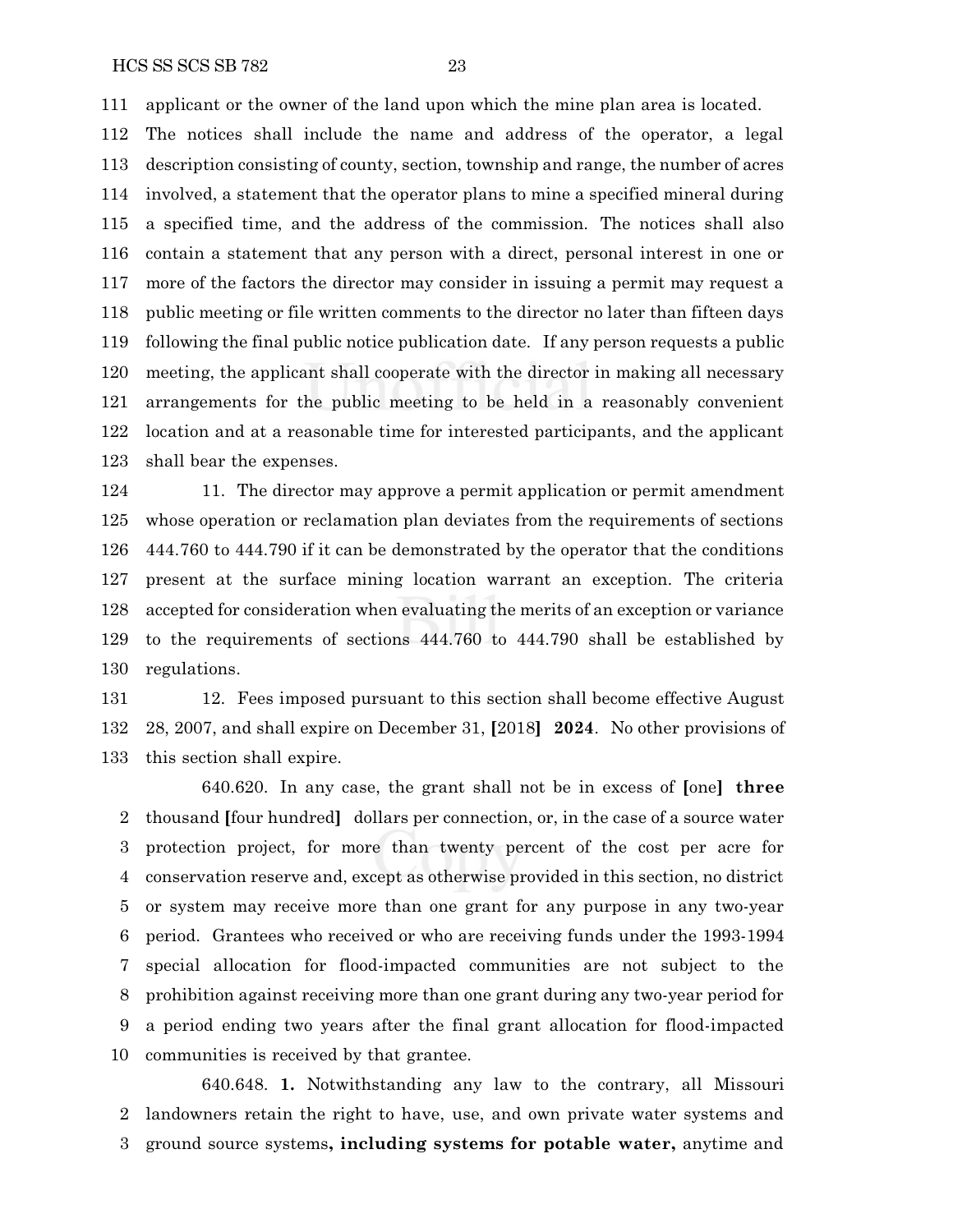applicant or the owner of the land upon which the mine plan area is located. The notices shall include the name and address of the operator, a legal description consisting of county, section, township and range, the number of acres involved, a statement that the operator plans to mine a specified mineral during a specified time, and the address of the commission. The notices shall also contain a statement that any person with a direct, personal interest in one or more of the factors the director may consider in issuing a permit may request a public meeting or file written comments to the director no later than fifteen days following the final public notice publication date. If any person requests a public meeting, the applicant shall cooperate with the director in making all necessary arrangements for the public meeting to be held in a reasonably convenient location and at a reasonable time for interested participants, and the applicant shall bear the expenses.

11. The director may approve a permit application or permit amendment whose operation or reclamation plan deviates from the requirements of sections 444.760 to 444.790 if it can be demonstrated by the operator that the conditions present at the surface mining location warrant an exception. The criteria accepted for consideration when evaluating the merits of an exception or variance to the requirements of sections 444.760 to 444.790 shall be established by regulations.

12. Fees imposed pursuant to this section shall become effective August 28, 2007, and shall expire on December 31, [2018] **2024**. No other provisions of this section shall expire.

640.620. In any case, the grant shall not be in excess of [one] **three** thousand [four hundred] dollars per connection, or, in the case of a source water protection project, for more than twenty percent of the cost per acre for conservation reserve and, except as otherwise provided in this section, no district or system may receive more than one grant for any purpose in any two-year period. Grantees who received or who are receiving funds under the 1993-1994 special allocation for flood-impacted communities are not subject to the prohibition against receiving more than one grant during any two-year period for a period ending two years after the final grant allocation for flood-impacted communities is received by that grantee.

640.648. **1.** Notwithstanding any law to the contrary, all Missouri landowners retain the right to have, use, and own private water systems and ground source systems**, including systems for potable water,** anytime and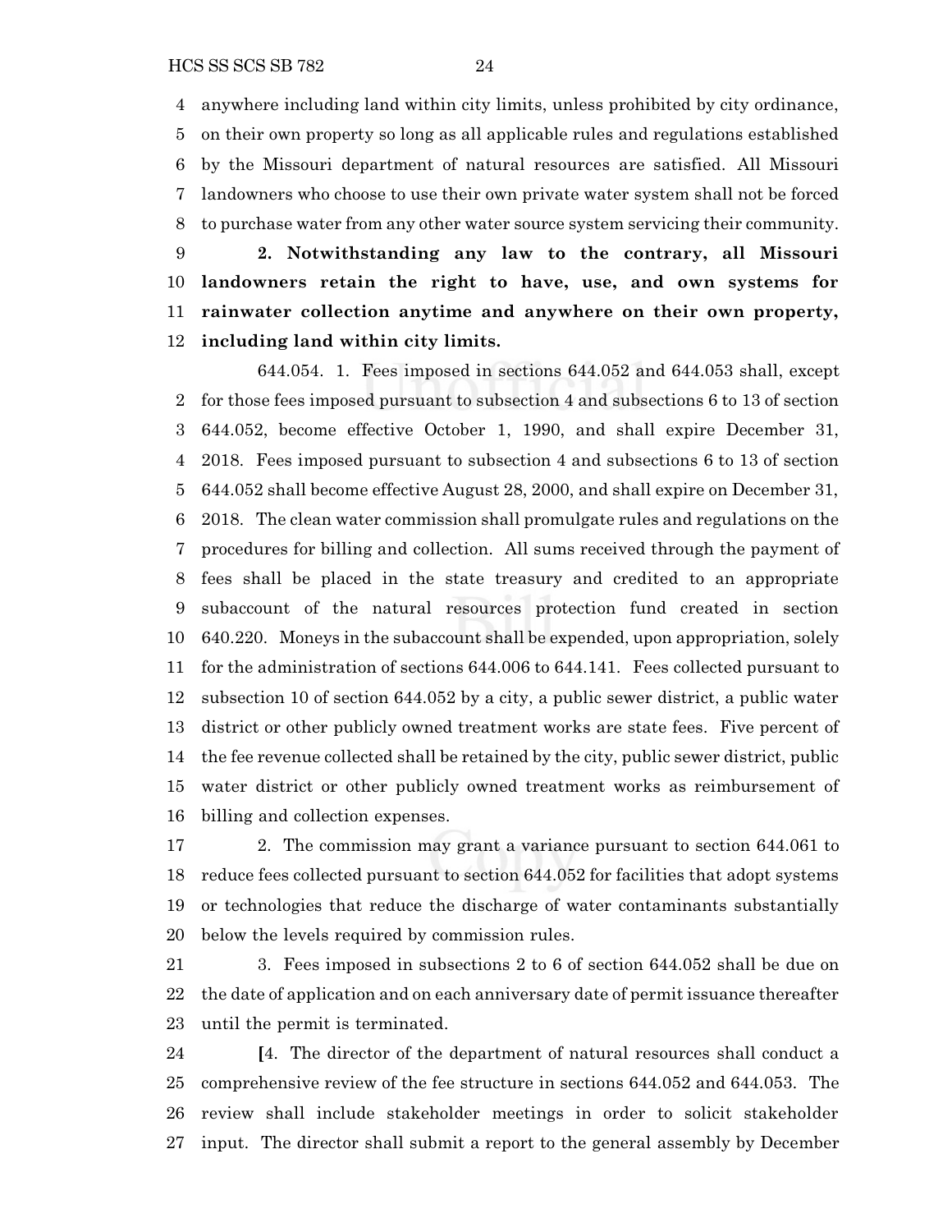4 anywhere including land within city limits, unless prohibited by city ordinance,
5 on their own property so long as all applicable rules and regulations established
6 by the Missouri department of natural resources are satisfied. All Missouri
7 landowners who choose to use their own private water system shall not be forced
8 to purchase water from any other water source system servicing their community.

9 **2. Notwithstanding any law to the contrary, all Missouri**
10 **landowners retain the right to have, use, and own systems for**
11 **rainwater collection anytime and anywhere on their own property,**
12 **including land within city limits.**

644.054. 1. Fees imposed in sections 644.052 and 644.053 shall, except
2 for those fees imposed pursuant to subsection 4 and subsections 6 to 13 of section
3 644.052, become effective October 1, 1990, and shall expire December 31,
4 2018. Fees imposed pursuant to subsection 4 and subsections 6 to 13 of section
5 644.052 shall become effective August 28, 2000, and shall expire on December 31,
6 2018. The clean water commission shall promulgate rules and regulations on the
7 procedures for billing and collection. All sums received through the payment of
8 fees shall be placed in the state treasury and credited to an appropriate
9 subaccount of the natural resources protection fund created in section
10 640.220. Moneys in the subaccount shall be expended, upon appropriation, solely
11 for the administration of sections 644.006 to 644.141. Fees collected pursuant to
12 subsection 10 of section 644.052 by a city, a public sewer district, a public water
13 district or other publicly owned treatment works are state fees. Five percent of
14 the fee revenue collected shall be retained by the city, public sewer district, public
15 water district or other publicly owned treatment works as reimbursement of
16 billing and collection expenses.

17 2. The commission may grant a variance pursuant to section 644.061 to
18 reduce fees collected pursuant to section 644.052 for facilities that adopt systems
19 or technologies that reduce the discharge of water contaminants substantially
20 below the levels required by commission rules.

21 3. Fees imposed in subsections 2 to 6 of section 644.052 shall be due on
22 the date of application and on each anniversary date of permit issuance thereafter
23 until the permit is terminated.

24 **[**4. The director of the department of natural resources shall conduct a
25 comprehensive review of the fee structure in sections 644.052 and 644.053. The
26 review shall include stakeholder meetings in order to solicit stakeholder
27 input. The director shall submit a report to the general assembly by December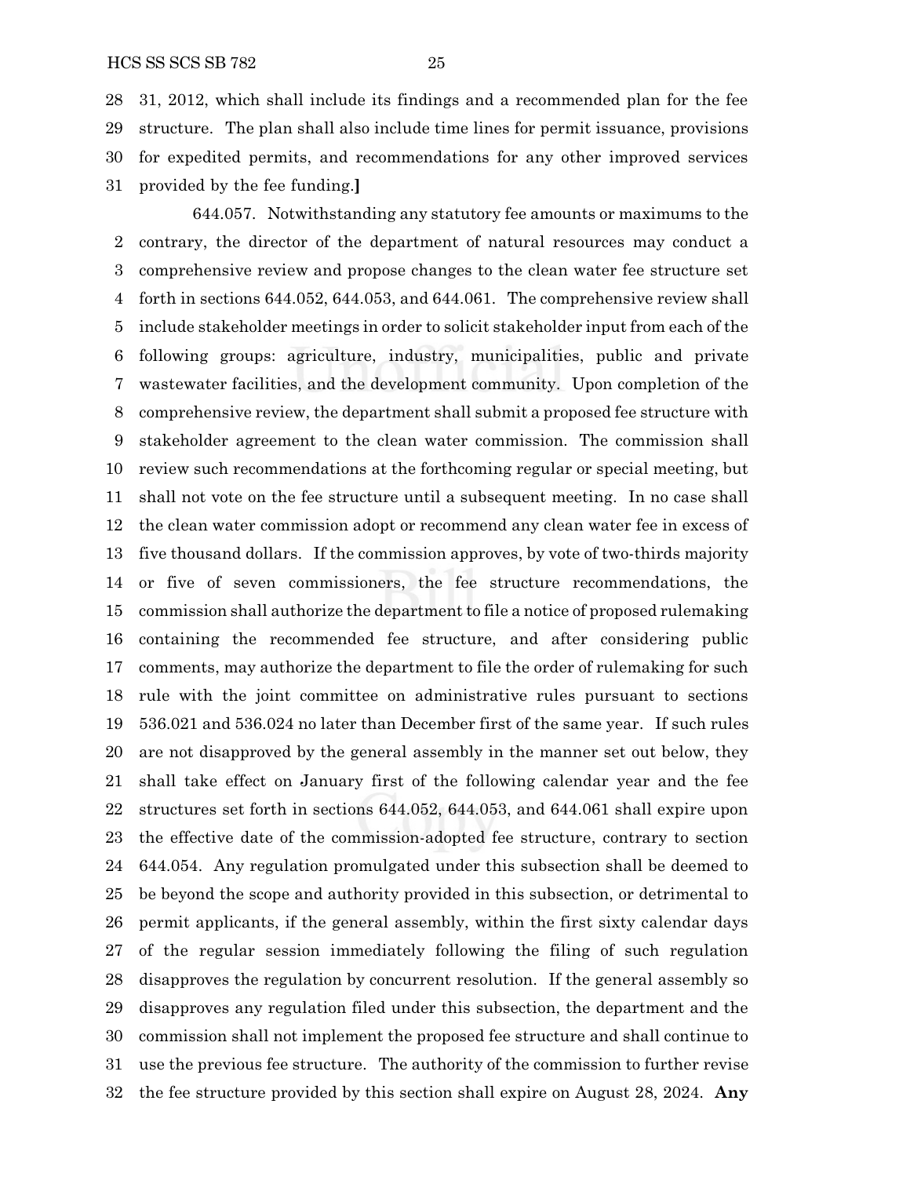31, 2012, which shall include its findings and a recommended plan for the fee structure. The plan shall also include time lines for permit issuance, provisions for expedited permits, and recommendations for any other improved services provided by the fee funding.**]**

644.057. Notwithstanding any statutory fee amounts or maximums to the contrary, the director of the department of natural resources may conduct a comprehensive review and propose changes to the clean water fee structure set forth in sections 644.052, 644.053, and 644.061. The comprehensive review shall include stakeholder meetings in order to solicit stakeholder input from each of the following groups: agriculture, industry, municipalities, public and private wastewater facilities, and the development community. Upon completion of the comprehensive review, the department shall submit a proposed fee structure with stakeholder agreement to the clean water commission. The commission shall review such recommendations at the forthcoming regular or special meeting, but shall not vote on the fee structure until a subsequent meeting. In no case shall the clean water commission adopt or recommend any clean water fee in excess of five thousand dollars. If the commission approves, by vote of two-thirds majority or five of seven commissioners, the fee structure recommendations, the commission shall authorize the department to file a notice of proposed rulemaking containing the recommended fee structure, and after considering public comments, may authorize the department to file the order of rulemaking for such rule with the joint committee on administrative rules pursuant to sections 536.021 and 536.024 no later than December first of the same year. If such rules are not disapproved by the general assembly in the manner set out below, they shall take effect on January first of the following calendar year and the fee structures set forth in sections 644.052, 644.053, and 644.061 shall expire upon the effective date of the commission-adopted fee structure, contrary to section 644.054. Any regulation promulgated under this subsection shall be deemed to be beyond the scope and authority provided in this subsection, or detrimental to permit applicants, if the general assembly, within the first sixty calendar days of the regular session immediately following the filing of such regulation disapproves the regulation by concurrent resolution. If the general assembly so disapproves any regulation filed under this subsection, the department and the commission shall not implement the proposed fee structure and shall continue to use the previous fee structure. The authority of the commission to further revise the fee structure provided by this section shall expire on August 28, 2024. **Any**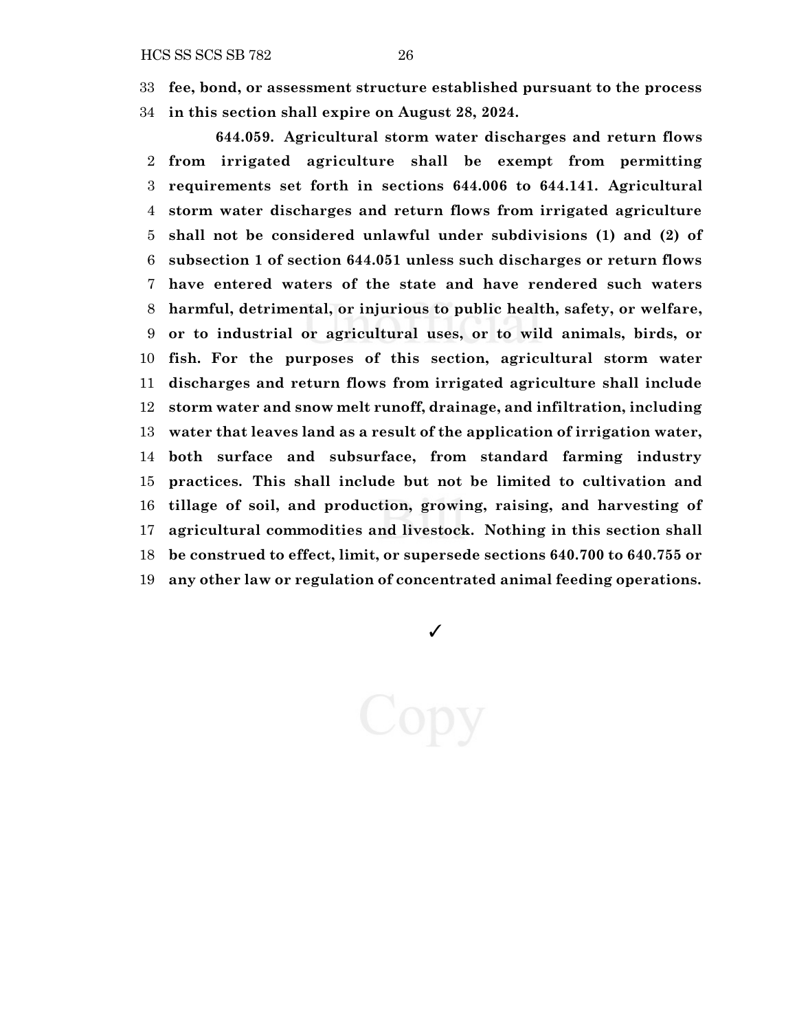**fee, bond, or assessment structure established pursuant to the process in this section shall expire on August 28, 2024.**

**644.059. Agricultural storm water discharges and return flows from irrigated agriculture shall be exempt from permitting requirements set forth in sections 644.006 to 644.141. Agricultural storm water discharges and return flows from irrigated agriculture shall not be considered unlawful under subdivisions (1) and (2) of subsection 1 of section 644.051 unless such discharges or return flows have entered waters of the state and have rendered such waters harmful, detrimental, or injurious to public health, safety, or welfare, or to industrial or agricultural uses, or to wild animals, birds, or fish. For the purposes of this section, agricultural storm water discharges and return flows from irrigated agriculture shall include storm water and snow melt runoff, drainage, and infiltration, including water that leaves land as a result of the application of irrigation water, both surface and subsurface, from standard farming industry practices. This shall include but not be limited to cultivation and tillage of soil, and production, growing, raising, and harvesting of agricultural commodities and livestock. Nothing in this section shall be construed to effect, limit, or supersede sections 640.700 to 640.755 or any other law or regulation of concentrated animal feeding operations.**

✓